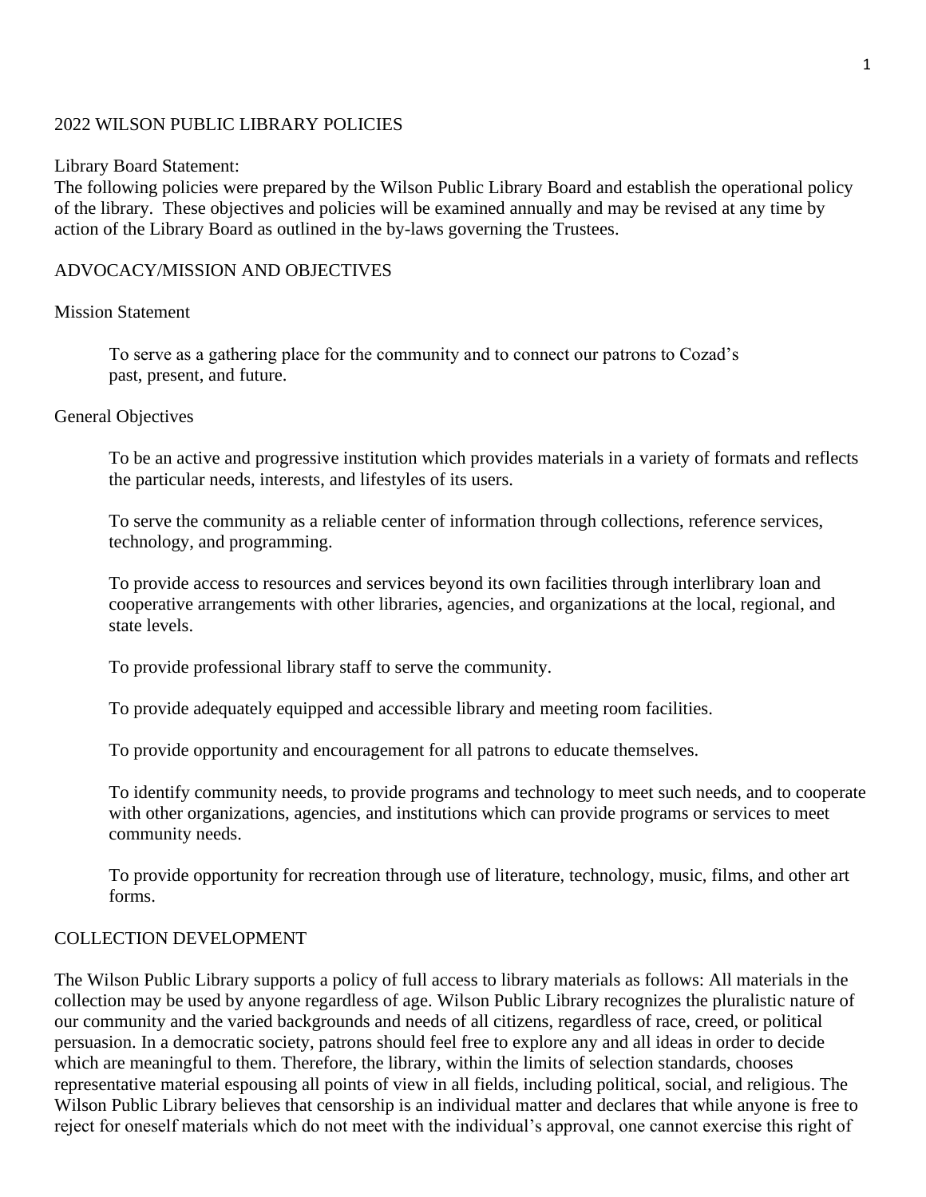# 2022 WILSON PUBLIC LIBRARY POLICIES

Library Board Statement:
The following policies were prepared by the Wilson Public Library Board and establish the operational policy of the library. These objectives and policies will be examined annually and may be revised at any time by action of the Library Board as outlined in the by-laws governing the Trustees.

## ADVOCACY/MISSION AND OBJECTIVES

### Mission Statement

> To serve as a gathering place for the community and to connect our patrons to Cozad's past, present, and future.

### General Objectives

> To be an active and progressive institution which provides materials in a variety of formats and reflects the particular needs, interests, and lifestyles of its users.
>
> To serve the community as a reliable center of information through collections, reference services, technology, and programming.
>
> To provide access to resources and services beyond its own facilities through interlibrary loan and cooperative arrangements with other libraries, agencies, and organizations at the local, regional, and state levels.
>
> To provide professional library staff to serve the community.
>
> To provide adequately equipped and accessible library and meeting room facilities.
>
> To provide opportunity and encouragement for all patrons to educate themselves.
>
> To identify community needs, to provide programs and technology to meet such needs, and to cooperate with other organizations, agencies, and institutions which can provide programs or services to meet community needs.
>
> To provide opportunity for recreation through use of literature, technology, music, films, and other art forms.

## COLLECTION DEVELOPMENT

The Wilson Public Library supports a policy of full access to library materials as follows: All materials in the collection may be used by anyone regardless of age. Wilson Public Library recognizes the pluralistic nature of our community and the varied backgrounds and needs of all citizens, regardless of race, creed, or political persuasion. In a democratic society, patrons should feel free to explore any and all ideas in order to decide which are meaningful to them. Therefore, the library, within the limits of selection standards, chooses representative material espousing all points of view in all fields, including political, social, and religious. The Wilson Public Library believes that censorship is an individual matter and declares that while anyone is free to reject for oneself materials which do not meet with the individual's approval, one cannot exercise this right of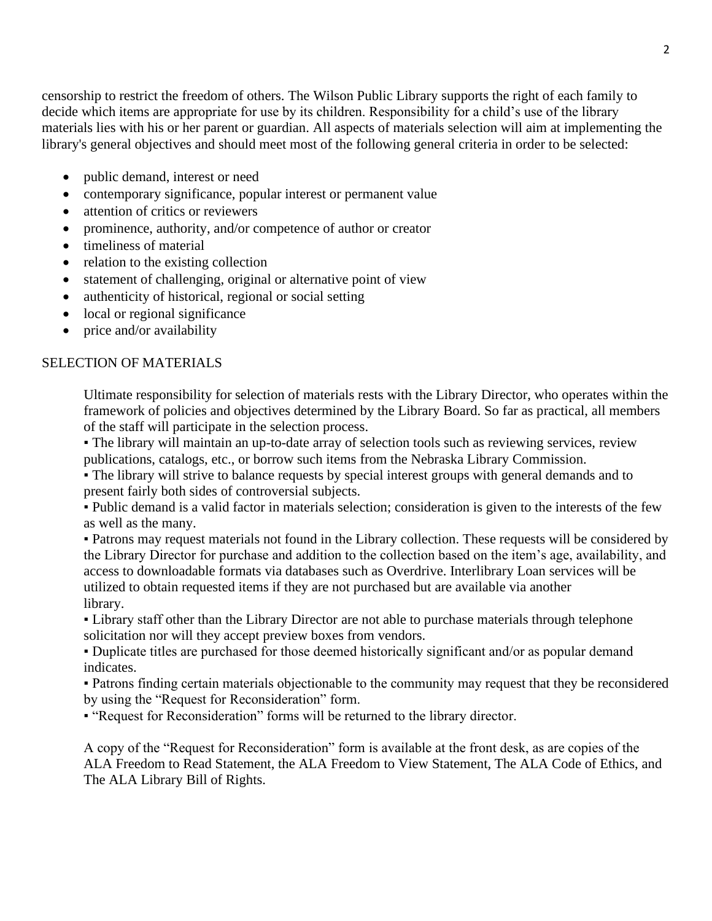censorship to restrict the freedom of others. The Wilson Public Library supports the right of each family to decide which items are appropriate for use by its children. Responsibility for a child's use of the library materials lies with his or her parent or guardian. All aspects of materials selection will aim at implementing the library's general objectives and should meet most of the following general criteria in order to be selected:

- public demand, interest or need
- contemporary significance, popular interest or permanent value
- attention of critics or reviewers
- prominence, authority, and/or competence of author or creator
- timeliness of material
- relation to the existing collection
- statement of challenging, original or alternative point of view
- authenticity of historical, regional or social setting
- local or regional significance
- price and/or availability

## SELECTION OF MATERIALS

Ultimate responsibility for selection of materials rests with the Library Director, who operates within the framework of policies and objectives determined by the Library Board. So far as practical, all members of the staff will participate in the selection process.

- The library will maintain an up-to-date array of selection tools such as reviewing services, review publications, catalogs, etc., or borrow such items from the Nebraska Library Commission.
- The library will strive to balance requests by special interest groups with general demands and to present fairly both sides of controversial subjects.
- Public demand is a valid factor in materials selection; consideration is given to the interests of the few as well as the many.
- Patrons may request materials not found in the Library collection. These requests will be considered by the Library Director for purchase and addition to the collection based on the item's age, availability, and access to downloadable formats via databases such as Overdrive. Interlibrary Loan services will be utilized to obtain requested items if they are not purchased but are available via another library.
- Library staff other than the Library Director are not able to purchase materials through telephone solicitation nor will they accept preview boxes from vendors.
- Duplicate titles are purchased for those deemed historically significant and/or as popular demand indicates.
- Patrons finding certain materials objectionable to the community may request that they be reconsidered by using the "Request for Reconsideration" form.
- "Request for Reconsideration" forms will be returned to the library director.

A copy of the "Request for Reconsideration" form is available at the front desk, as are copies of the ALA Freedom to Read Statement, the ALA Freedom to View Statement, The ALA Code of Ethics, and The ALA Library Bill of Rights.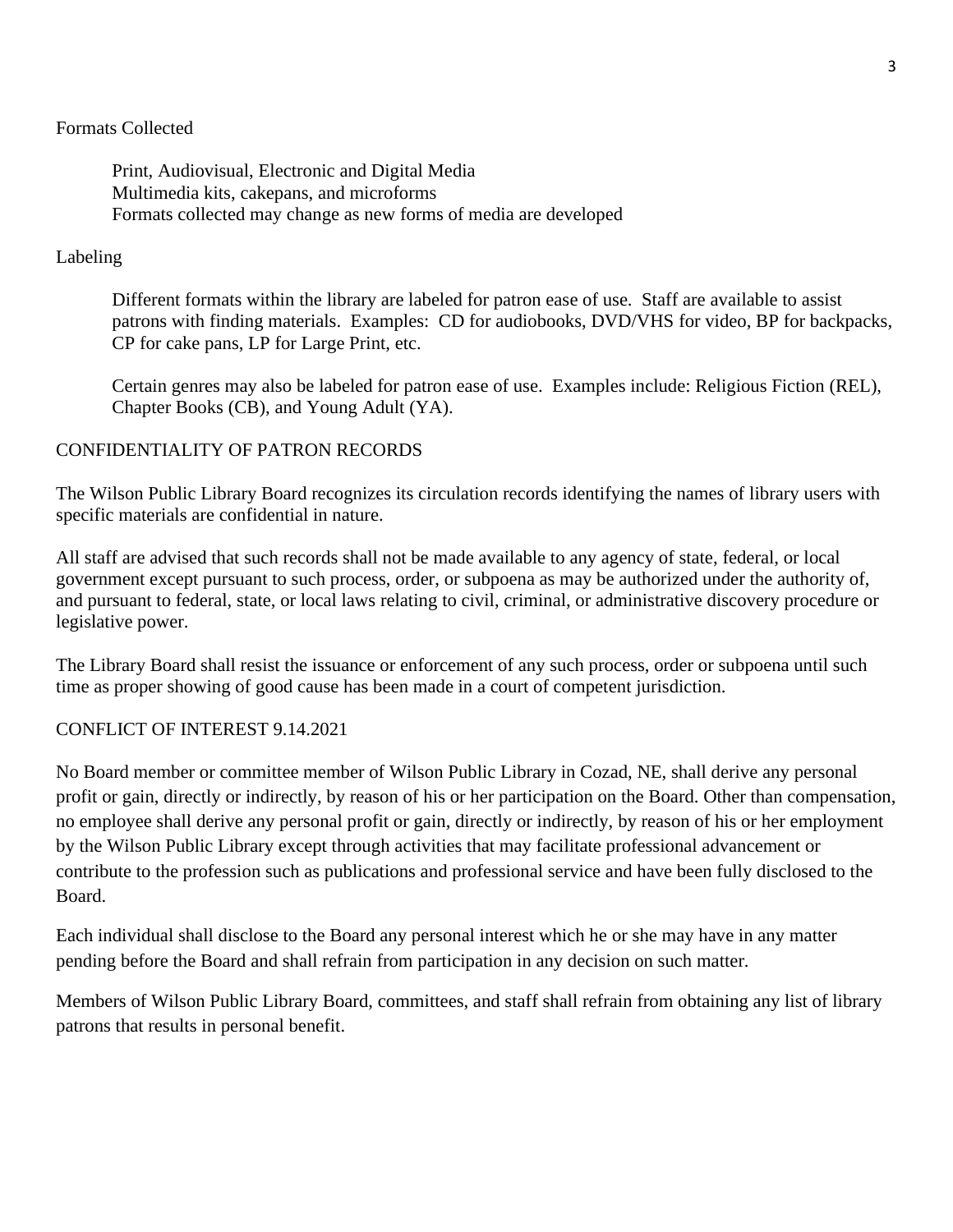Formats Collected

Print, Audiovisual, Electronic and Digital Media
Multimedia kits, cakepans, and microforms
Formats collected may change as new forms of media are developed

Labeling

Different formats within the library are labeled for patron ease of use. Staff are available to assist patrons with finding materials. Examples: CD for audiobooks, DVD/VHS for video, BP for backpacks, CP for cake pans, LP for Large Print, etc.

Certain genres may also be labeled for patron ease of use. Examples include: Religious Fiction (REL), Chapter Books (CB), and Young Adult (YA).

## CONFIDENTIALITY OF PATRON RECORDS

The Wilson Public Library Board recognizes its circulation records identifying the names of library users with specific materials are confidential in nature.

All staff are advised that such records shall not be made available to any agency of state, federal, or local government except pursuant to such process, order, or subpoena as may be authorized under the authority of, and pursuant to federal, state, or local laws relating to civil, criminal, or administrative discovery procedure or legislative power.

The Library Board shall resist the issuance or enforcement of any such process, order or subpoena until such time as proper showing of good cause has been made in a court of competent jurisdiction.

## CONFLICT OF INTEREST 9.14.2021

No Board member or committee member of Wilson Public Library in Cozad, NE, shall derive any personal profit or gain, directly or indirectly, by reason of his or her participation on the Board. Other than compensation, no employee shall derive any personal profit or gain, directly or indirectly, by reason of his or her employment by the Wilson Public Library except through activities that may facilitate professional advancement or contribute to the profession such as publications and professional service and have been fully disclosed to the Board.

Each individual shall disclose to the Board any personal interest which he or she may have in any matter pending before the Board and shall refrain from participation in any decision on such matter.

Members of Wilson Public Library Board, committees, and staff shall refrain from obtaining any list of library patrons that results in personal benefit.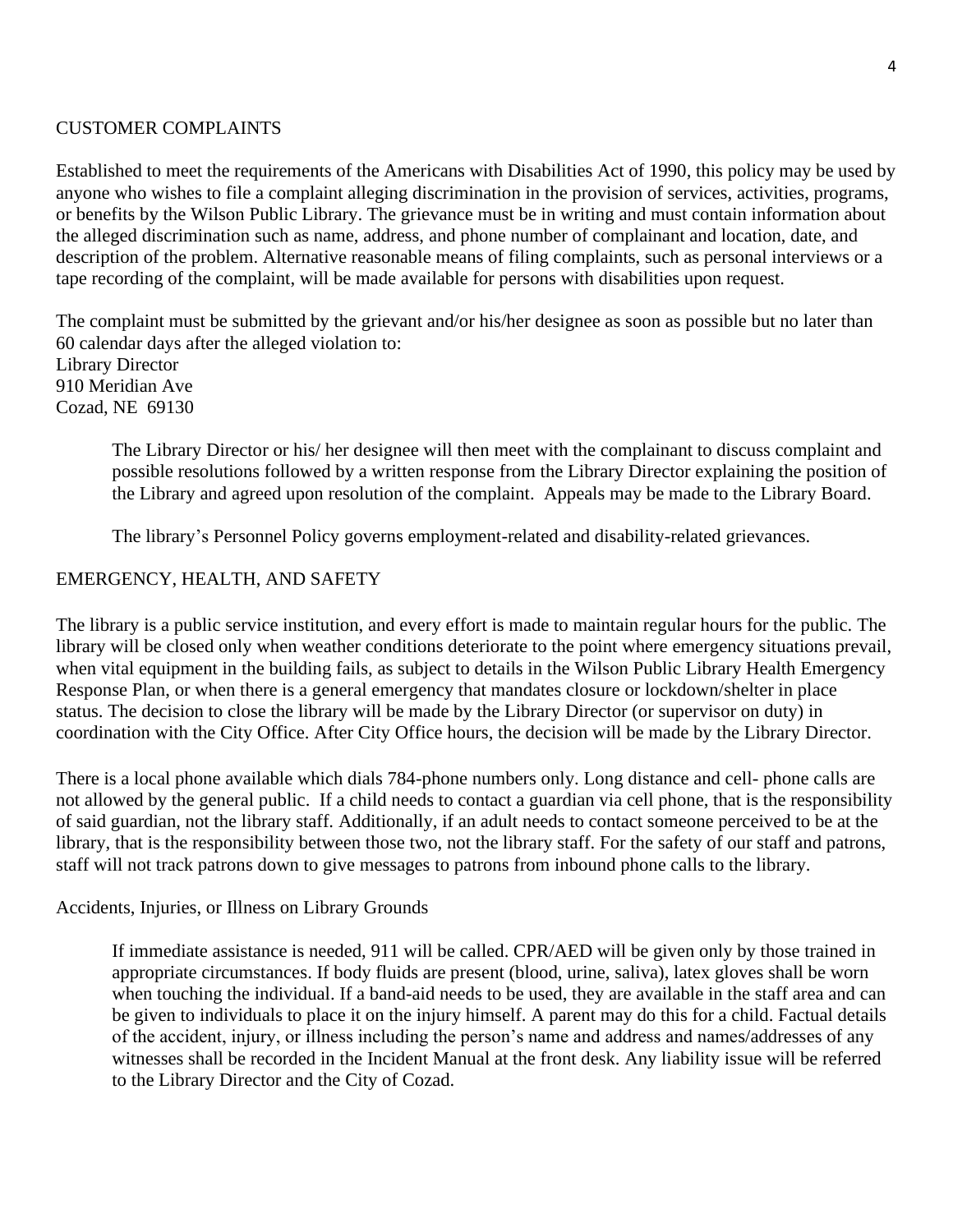## CUSTOMER COMPLAINTS

Established to meet the requirements of the Americans with Disabilities Act of 1990, this policy may be used by anyone who wishes to file a complaint alleging discrimination in the provision of services, activities, programs, or benefits by the Wilson Public Library. The grievance must be in writing and must contain information about the alleged discrimination such as name, address, and phone number of complainant and location, date, and description of the problem. Alternative reasonable means of filing complaints, such as personal interviews or a tape recording of the complaint, will be made available for persons with disabilities upon request.

The complaint must be submitted by the grievant and/or his/her designee as soon as possible but no later than 60 calendar days after the alleged violation to:
Library Director
910 Meridian Ave
Cozad, NE 69130

> The Library Director or his/ her designee will then meet with the complainant to discuss complaint and possible resolutions followed by a written response from the Library Director explaining the position of the Library and agreed upon resolution of the complaint. Appeals may be made to the Library Board.
>
> The library's Personnel Policy governs employment-related and disability-related grievances.

## EMERGENCY, HEALTH, AND SAFETY

The library is a public service institution, and every effort is made to maintain regular hours for the public. The library will be closed only when weather conditions deteriorate to the point where emergency situations prevail, when vital equipment in the building fails, as subject to details in the Wilson Public Library Health Emergency Response Plan, or when there is a general emergency that mandates closure or lockdown/shelter in place status. The decision to close the library will be made by the Library Director (or supervisor on duty) in coordination with the City Office. After City Office hours, the decision will be made by the Library Director.

There is a local phone available which dials 784-phone numbers only. Long distance and cell- phone calls are not allowed by the general public. If a child needs to contact a guardian via cell phone, that is the responsibility of said guardian, not the library staff. Additionally, if an adult needs to contact someone perceived to be at the library, that is the responsibility between those two, not the library staff. For the safety of our staff and patrons, staff will not track patrons down to give messages to patrons from inbound phone calls to the library.

### Accidents, Injuries, or Illness on Library Grounds

> If immediate assistance is needed, 911 will be called. CPR/AED will be given only by those trained in appropriate circumstances. If body fluids are present (blood, urine, saliva), latex gloves shall be worn when touching the individual. If a band-aid needs to be used, they are available in the staff area and can be given to individuals to place it on the injury himself. A parent may do this for a child. Factual details of the accident, injury, or illness including the person's name and address and names/addresses of any witnesses shall be recorded in the Incident Manual at the front desk. Any liability issue will be referred to the Library Director and the City of Cozad.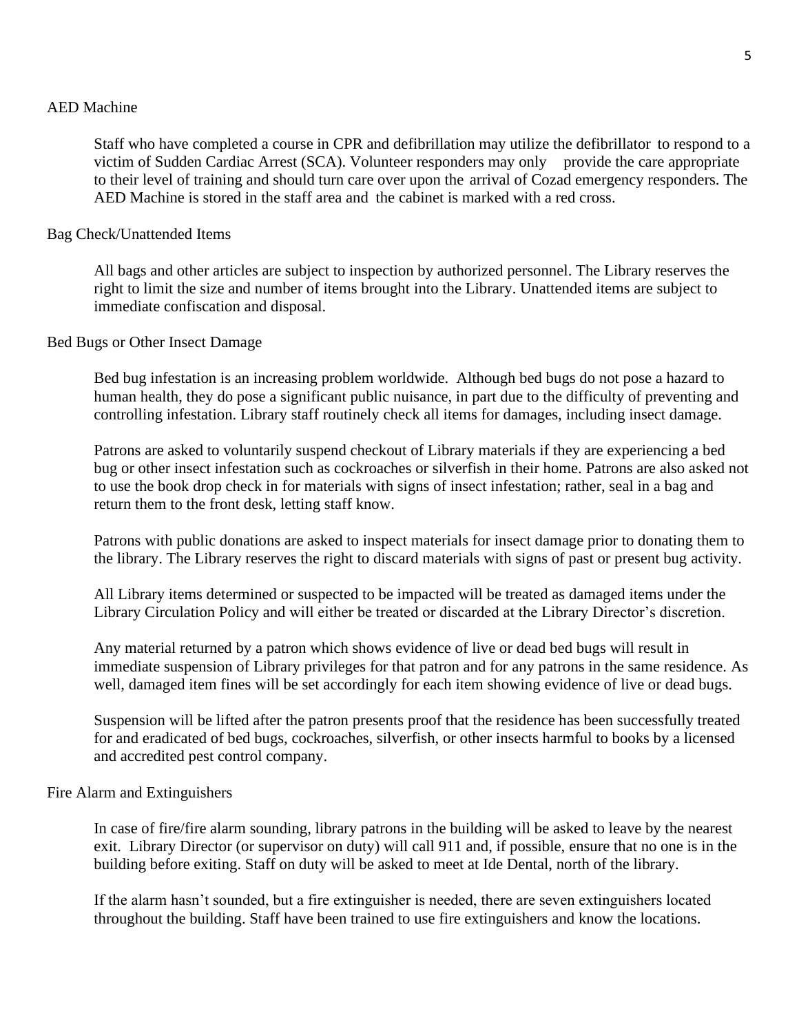## AED Machine

Staff who have completed a course in CPR and defibrillation may utilize the defibrillator to respond to a victim of Sudden Cardiac Arrest (SCA). Volunteer responders may only provide the care appropriate to their level of training and should turn care over upon the arrival of Cozad emergency responders. The AED Machine is stored in the staff area and the cabinet is marked with a red cross.

## Bag Check/Unattended Items

All bags and other articles are subject to inspection by authorized personnel. The Library reserves the right to limit the size and number of items brought into the Library. Unattended items are subject to immediate confiscation and disposal.

## Bed Bugs or Other Insect Damage

Bed bug infestation is an increasing problem worldwide. Although bed bugs do not pose a hazard to human health, they do pose a significant public nuisance, in part due to the difficulty of preventing and controlling infestation. Library staff routinely check all items for damages, including insect damage.

Patrons are asked to voluntarily suspend checkout of Library materials if they are experiencing a bed bug or other insect infestation such as cockroaches or silverfish in their home. Patrons are also asked not to use the book drop check in for materials with signs of insect infestation; rather, seal in a bag and return them to the front desk, letting staff know.

Patrons with public donations are asked to inspect materials for insect damage prior to donating them to the library. The Library reserves the right to discard materials with signs of past or present bug activity.

All Library items determined or suspected to be impacted will be treated as damaged items under the Library Circulation Policy and will either be treated or discarded at the Library Director's discretion.

Any material returned by a patron which shows evidence of live or dead bed bugs will result in immediate suspension of Library privileges for that patron and for any patrons in the same residence. As well, damaged item fines will be set accordingly for each item showing evidence of live or dead bugs.

Suspension will be lifted after the patron presents proof that the residence has been successfully treated for and eradicated of bed bugs, cockroaches, silverfish, or other insects harmful to books by a licensed and accredited pest control company.

## Fire Alarm and Extinguishers

In case of fire/fire alarm sounding, library patrons in the building will be asked to leave by the nearest exit. Library Director (or supervisor on duty) will call 911 and, if possible, ensure that no one is in the building before exiting. Staff on duty will be asked to meet at Ide Dental, north of the library.

If the alarm hasn't sounded, but a fire extinguisher is needed, there are seven extinguishers located throughout the building. Staff have been trained to use fire extinguishers and know the locations.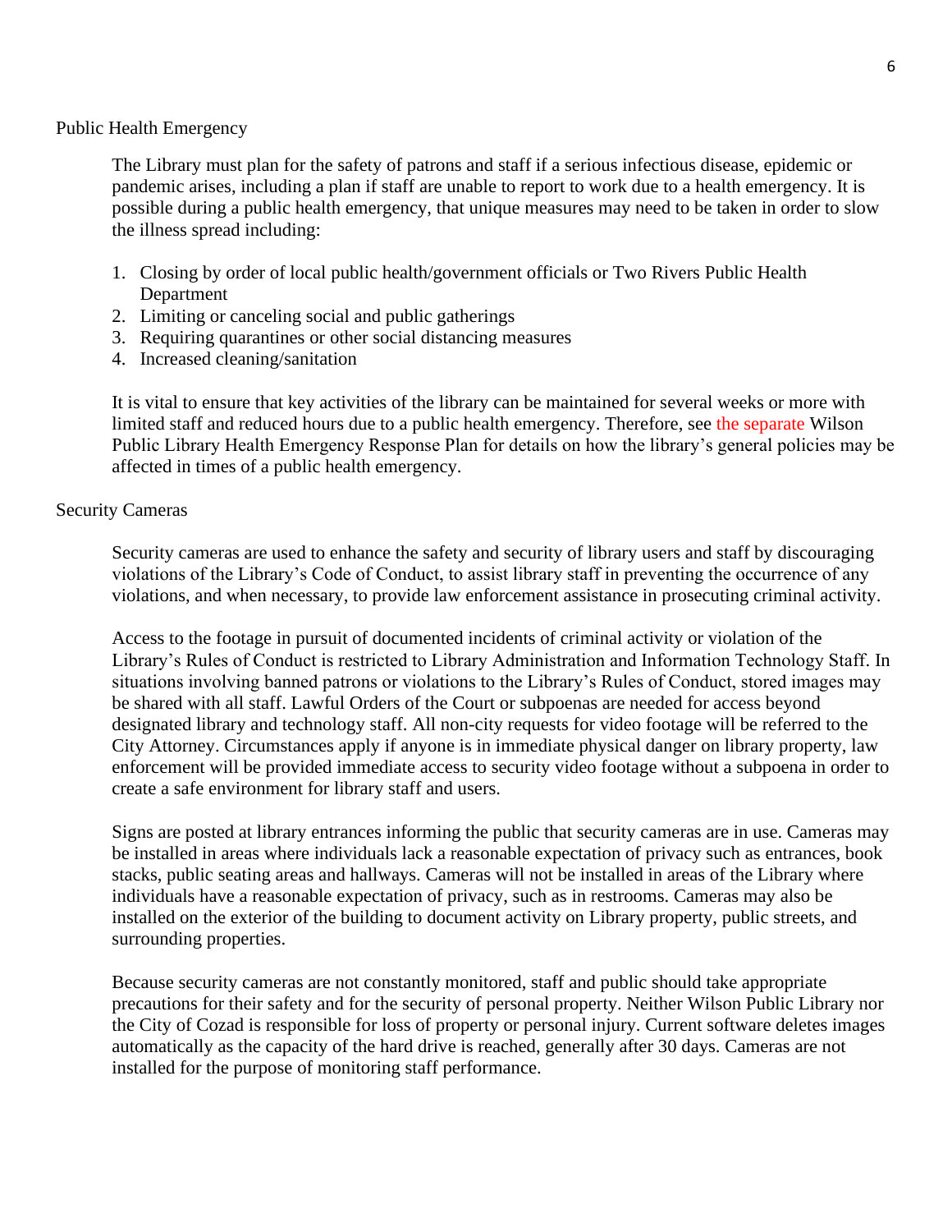## Public Health Emergency

The Library must plan for the safety of patrons and staff if a serious infectious disease, epidemic or pandemic arises, including a plan if staff are unable to report to work due to a health emergency. It is possible during a public health emergency, that unique measures may need to be taken in order to slow the illness spread including:

1. Closing by order of local public health/government officials or Two Rivers Public Health Department
2. Limiting or canceling social and public gatherings
3. Requiring quarantines or other social distancing measures
4. Increased cleaning/sanitation

It is vital to ensure that key activities of the library can be maintained for several weeks or more with limited staff and reduced hours due to a public health emergency. Therefore, see the separate Wilson Public Library Health Emergency Response Plan for details on how the library's general policies may be affected in times of a public health emergency.

## Security Cameras

Security cameras are used to enhance the safety and security of library users and staff by discouraging violations of the Library's Code of Conduct, to assist library staff in preventing the occurrence of any violations, and when necessary, to provide law enforcement assistance in prosecuting criminal activity.

Access to the footage in pursuit of documented incidents of criminal activity or violation of the Library's Rules of Conduct is restricted to Library Administration and Information Technology Staff. In situations involving banned patrons or violations to the Library's Rules of Conduct, stored images may be shared with all staff. Lawful Orders of the Court or subpoenas are needed for access beyond designated library and technology staff. All non-city requests for video footage will be referred to the City Attorney. Circumstances apply if anyone is in immediate physical danger on library property, law enforcement will be provided immediate access to security video footage without a subpoena in order to create a safe environment for library staff and users.

Signs are posted at library entrances informing the public that security cameras are in use. Cameras may be installed in areas where individuals lack a reasonable expectation of privacy such as entrances, book stacks, public seating areas and hallways. Cameras will not be installed in areas of the Library where individuals have a reasonable expectation of privacy, such as in restrooms. Cameras may also be installed on the exterior of the building to document activity on Library property, public streets, and surrounding properties.

Because security cameras are not constantly monitored, staff and public should take appropriate precautions for their safety and for the security of personal property. Neither Wilson Public Library nor the City of Cozad is responsible for loss of property or personal injury. Current software deletes images automatically as the capacity of the hard drive is reached, generally after 30 days. Cameras are not installed for the purpose of monitoring staff performance.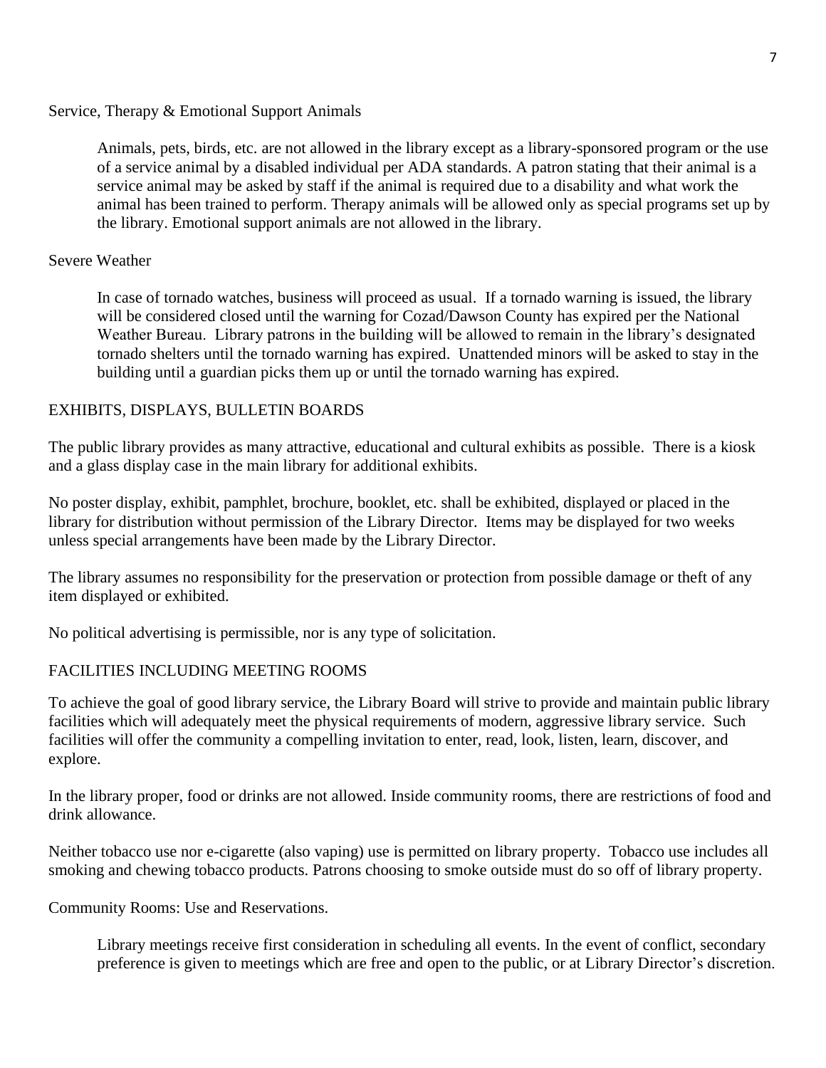### Service, Therapy & Emotional Support Animals

Animals, pets, birds, etc. are not allowed in the library except as a library-sponsored program or the use of a service animal by a disabled individual per ADA standards. A patron stating that their animal is a service animal may be asked by staff if the animal is required due to a disability and what work the animal has been trained to perform. Therapy animals will be allowed only as special programs set up by the library. Emotional support animals are not allowed in the library.

### Severe Weather

In case of tornado watches, business will proceed as usual. If a tornado warning is issued, the library will be considered closed until the warning for Cozad/Dawson County has expired per the National Weather Bureau. Library patrons in the building will be allowed to remain in the library's designated tornado shelters until the tornado warning has expired. Unattended minors will be asked to stay in the building until a guardian picks them up or until the tornado warning has expired.

## EXHIBITS, DISPLAYS, BULLETIN BOARDS

The public library provides as many attractive, educational and cultural exhibits as possible. There is a kiosk and a glass display case in the main library for additional exhibits.

No poster display, exhibit, pamphlet, brochure, booklet, etc. shall be exhibited, displayed or placed in the library for distribution without permission of the Library Director. Items may be displayed for two weeks unless special arrangements have been made by the Library Director.

The library assumes no responsibility for the preservation or protection from possible damage or theft of any item displayed or exhibited.

No political advertising is permissible, nor is any type of solicitation.

## FACILITIES INCLUDING MEETING ROOMS

To achieve the goal of good library service, the Library Board will strive to provide and maintain public library facilities which will adequately meet the physical requirements of modern, aggressive library service. Such facilities will offer the community a compelling invitation to enter, read, look, listen, learn, discover, and explore.

In the library proper, food or drinks are not allowed. Inside community rooms, there are restrictions of food and drink allowance.

Neither tobacco use nor e-cigarette (also vaping) use is permitted on library property. Tobacco use includes all smoking and chewing tobacco products. Patrons choosing to smoke outside must do so off of library property.

### Community Rooms: Use and Reservations.

Library meetings receive first consideration in scheduling all events. In the event of conflict, secondary preference is given to meetings which are free and open to the public, or at Library Director's discretion.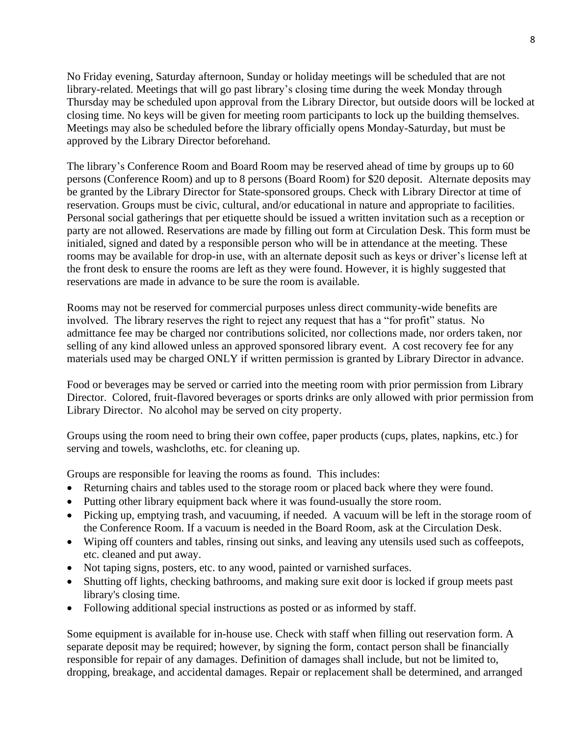No Friday evening, Saturday afternoon, Sunday or holiday meetings will be scheduled that are not library-related. Meetings that will go past library's closing time during the week Monday through Thursday may be scheduled upon approval from the Library Director, but outside doors will be locked at closing time. No keys will be given for meeting room participants to lock up the building themselves. Meetings may also be scheduled before the library officially opens Monday-Saturday, but must be approved by the Library Director beforehand.

The library's Conference Room and Board Room may be reserved ahead of time by groups up to 60 persons (Conference Room) and up to 8 persons (Board Room) for $20 deposit. Alternate deposits may be granted by the Library Director for State-sponsored groups. Check with Library Director at time of reservation. Groups must be civic, cultural, and/or educational in nature and appropriate to facilities. Personal social gatherings that per etiquette should be issued a written invitation such as a reception or party are not allowed. Reservations are made by filling out form at Circulation Desk. This form must be initialed, signed and dated by a responsible person who will be in attendance at the meeting. These rooms may be available for drop-in use, with an alternate deposit such as keys or driver's license left at the front desk to ensure the rooms are left as they were found. However, it is highly suggested that reservations are made in advance to be sure the room is available.

Rooms may not be reserved for commercial purposes unless direct community-wide benefits are involved. The library reserves the right to reject any request that has a "for profit" status. No admittance fee may be charged nor contributions solicited, nor collections made, nor orders taken, nor selling of any kind allowed unless an approved sponsored library event. A cost recovery fee for any materials used may be charged ONLY if written permission is granted by Library Director in advance.

Food or beverages may be served or carried into the meeting room with prior permission from Library Director. Colored, fruit-flavored beverages or sports drinks are only allowed with prior permission from Library Director. No alcohol may be served on city property.

Groups using the room need to bring their own coffee, paper products (cups, plates, napkins, etc.) for serving and towels, washcloths, etc. for cleaning up.

Groups are responsible for leaving the rooms as found. This includes:

- Returning chairs and tables used to the storage room or placed back where they were found.
- Putting other library equipment back where it was found-usually the store room.
- Picking up, emptying trash, and vacuuming, if needed. A vacuum will be left in the storage room of the Conference Room. If a vacuum is needed in the Board Room, ask at the Circulation Desk.
- Wiping off counters and tables, rinsing out sinks, and leaving any utensils used such as coffeepots, etc. cleaned and put away.
- Not taping signs, posters, etc. to any wood, painted or varnished surfaces.
- Shutting off lights, checking bathrooms, and making sure exit door is locked if group meets past library's closing time.
- Following additional special instructions as posted or as informed by staff.

Some equipment is available for in-house use. Check with staff when filling out reservation form. A separate deposit may be required; however, by signing the form, contact person shall be financially responsible for repair of any damages. Definition of damages shall include, but not be limited to, dropping, breakage, and accidental damages. Repair or replacement shall be determined, and arranged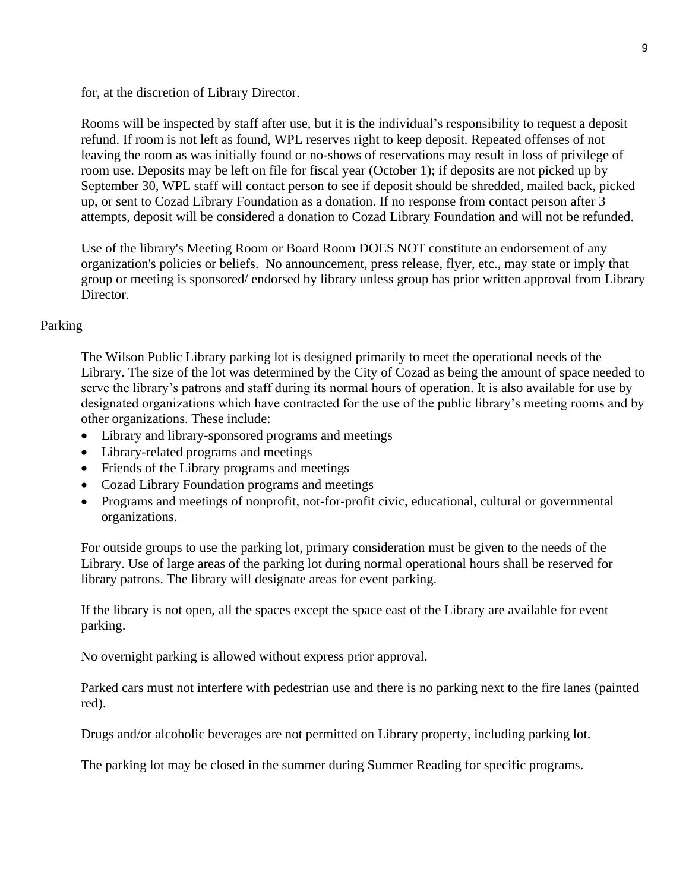for, at the discretion of Library Director.

Rooms will be inspected by staff after use, but it is the individual's responsibility to request a deposit refund. If room is not left as found, WPL reserves right to keep deposit. Repeated offenses of not leaving the room as was initially found or no-shows of reservations may result in loss of privilege of room use. Deposits may be left on file for fiscal year (October 1); if deposits are not picked up by September 30, WPL staff will contact person to see if deposit should be shredded, mailed back, picked up, or sent to Cozad Library Foundation as a donation. If no response from contact person after 3 attempts, deposit will be considered a donation to Cozad Library Foundation and will not be refunded.

Use of the library's Meeting Room or Board Room DOES NOT constitute an endorsement of any organization's policies or beliefs. No announcement, press release, flyer, etc., may state or imply that group or meeting is sponsored/ endorsed by library unless group has prior written approval from Library Director.

## Parking

The Wilson Public Library parking lot is designed primarily to meet the operational needs of the Library. The size of the lot was determined by the City of Cozad as being the amount of space needed to serve the library's patrons and staff during its normal hours of operation. It is also available for use by designated organizations which have contracted for the use of the public library's meeting rooms and by other organizations. These include:

- Library and library-sponsored programs and meetings
- Library-related programs and meetings
- Friends of the Library programs and meetings
- Cozad Library Foundation programs and meetings
- Programs and meetings of nonprofit, not-for-profit civic, educational, cultural or governmental organizations.

For outside groups to use the parking lot, primary consideration must be given to the needs of the Library. Use of large areas of the parking lot during normal operational hours shall be reserved for library patrons. The library will designate areas for event parking.

If the library is not open, all the spaces except the space east of the Library are available for event parking.

No overnight parking is allowed without express prior approval.

Parked cars must not interfere with pedestrian use and there is no parking next to the fire lanes (painted red).

Drugs and/or alcoholic beverages are not permitted on Library property, including parking lot.

The parking lot may be closed in the summer during Summer Reading for specific programs.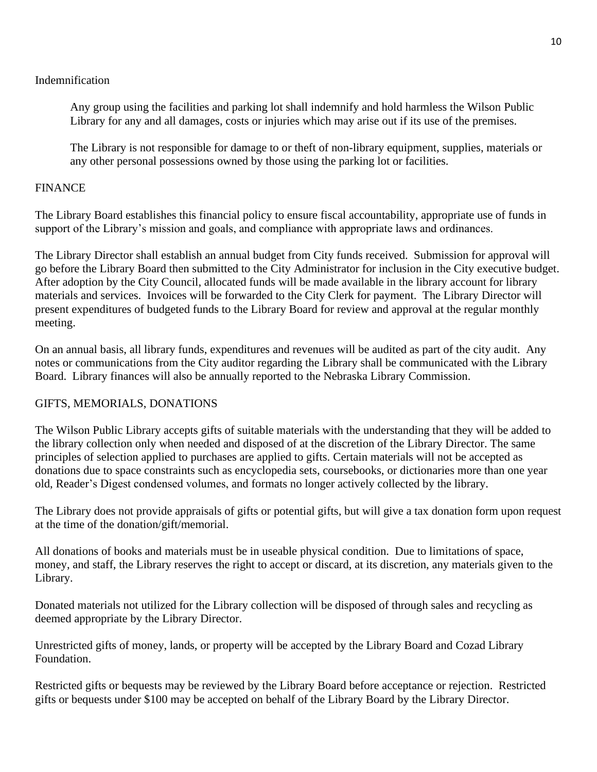Indemnification

> Any group using the facilities and parking lot shall indemnify and hold harmless the Wilson Public Library for any and all damages, costs or injuries which may arise out if its use of the premises.
>
> The Library is not responsible for damage to or theft of non-library equipment, supplies, materials or any other personal possessions owned by those using the parking lot or facilities.

## FINANCE

The Library Board establishes this financial policy to ensure fiscal accountability, appropriate use of funds in support of the Library's mission and goals, and compliance with appropriate laws and ordinances.

The Library Director shall establish an annual budget from City funds received. Submission for approval will go before the Library Board then submitted to the City Administrator for inclusion in the City executive budget. After adoption by the City Council, allocated funds will be made available in the library account for library materials and services. Invoices will be forwarded to the City Clerk for payment. The Library Director will present expenditures of budgeted funds to the Library Board for review and approval at the regular monthly meeting.

On an annual basis, all library funds, expenditures and revenues will be audited as part of the city audit. Any notes or communications from the City auditor regarding the Library shall be communicated with the Library Board. Library finances will also be annually reported to the Nebraska Library Commission.

## GIFTS, MEMORIALS, DONATIONS

The Wilson Public Library accepts gifts of suitable materials with the understanding that they will be added to the library collection only when needed and disposed of at the discretion of the Library Director. The same principles of selection applied to purchases are applied to gifts. Certain materials will not be accepted as donations due to space constraints such as encyclopedia sets, coursebooks, or dictionaries more than one year old, Reader's Digest condensed volumes, and formats no longer actively collected by the library.

The Library does not provide appraisals of gifts or potential gifts, but will give a tax donation form upon request at the time of the donation/gift/memorial.

All donations of books and materials must be in useable physical condition. Due to limitations of space, money, and staff, the Library reserves the right to accept or discard, at its discretion, any materials given to the Library.

Donated materials not utilized for the Library collection will be disposed of through sales and recycling as deemed appropriate by the Library Director.

Unrestricted gifts of money, lands, or property will be accepted by the Library Board and Cozad Library Foundation.

Restricted gifts or bequests may be reviewed by the Library Board before acceptance or rejection. Restricted gifts or bequests under $100 may be accepted on behalf of the Library Board by the Library Director.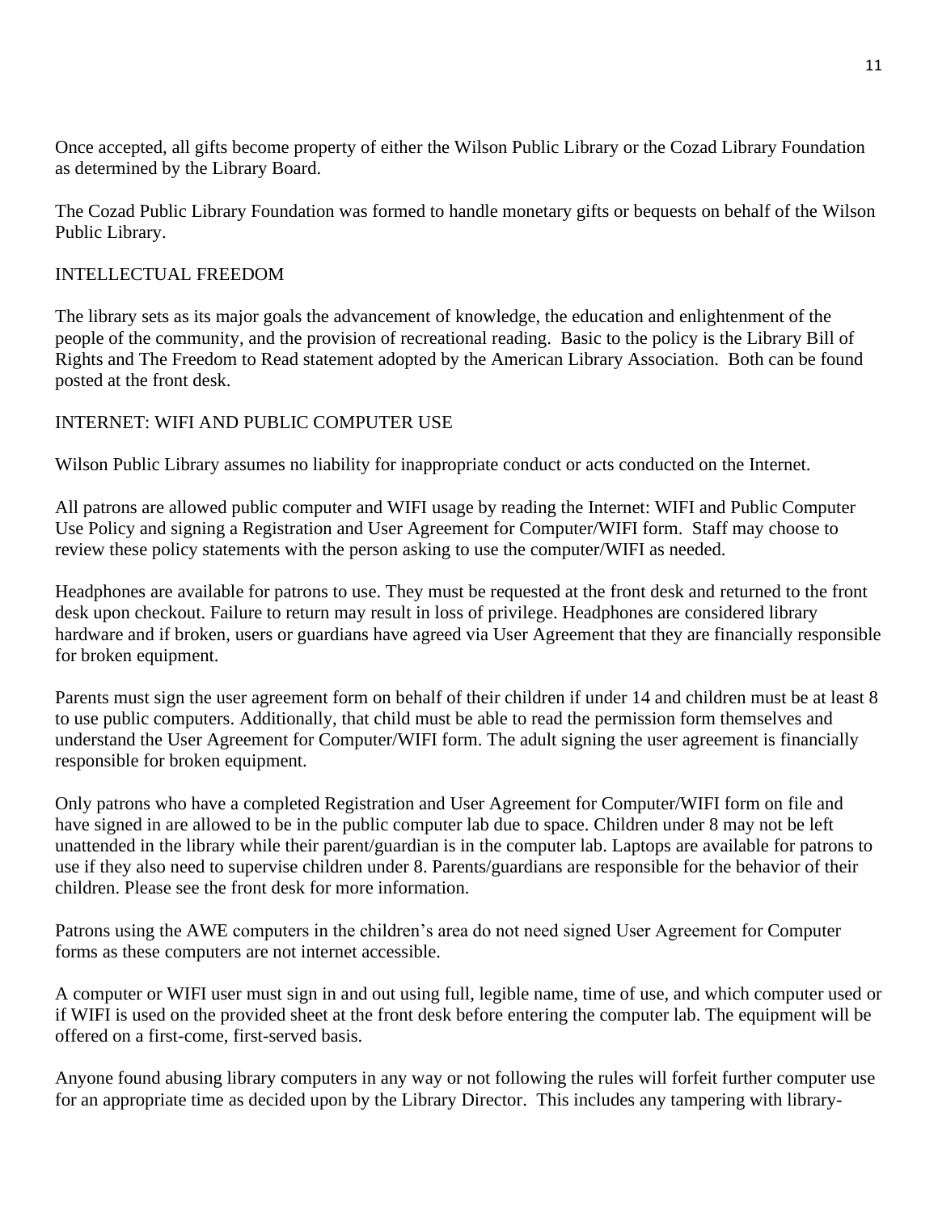Once accepted, all gifts become property of either the Wilson Public Library or the Cozad Library Foundation as determined by the Library Board.

The Cozad Public Library Foundation was formed to handle monetary gifts or bequests on behalf of the Wilson Public Library.

## INTELLECTUAL FREEDOM

The library sets as its major goals the advancement of knowledge, the education and enlightenment of the people of the community, and the provision of recreational reading. Basic to the policy is the Library Bill of Rights and The Freedom to Read statement adopted by the American Library Association. Both can be found posted at the front desk.

## INTERNET: WIFI AND PUBLIC COMPUTER USE

Wilson Public Library assumes no liability for inappropriate conduct or acts conducted on the Internet.

All patrons are allowed public computer and WIFI usage by reading the Internet: WIFI and Public Computer Use Policy and signing a Registration and User Agreement for Computer/WIFI form. Staff may choose to review these policy statements with the person asking to use the computer/WIFI as needed.

Headphones are available for patrons to use. They must be requested at the front desk and returned to the front desk upon checkout. Failure to return may result in loss of privilege. Headphones are considered library hardware and if broken, users or guardians have agreed via User Agreement that they are financially responsible for broken equipment.

Parents must sign the user agreement form on behalf of their children if under 14 and children must be at least 8 to use public computers. Additionally, that child must be able to read the permission form themselves and understand the User Agreement for Computer/WIFI form. The adult signing the user agreement is financially responsible for broken equipment.

Only patrons who have a completed Registration and User Agreement for Computer/WIFI form on file and have signed in are allowed to be in the public computer lab due to space. Children under 8 may not be left unattended in the library while their parent/guardian is in the computer lab. Laptops are available for patrons to use if they also need to supervise children under 8. Parents/guardians are responsible for the behavior of their children. Please see the front desk for more information.

Patrons using the AWE computers in the children's area do not need signed User Agreement for Computer forms as these computers are not internet accessible.

A computer or WIFI user must sign in and out using full, legible name, time of use, and which computer used or if WIFI is used on the provided sheet at the front desk before entering the computer lab. The equipment will be offered on a first-come, first-served basis.

Anyone found abusing library computers in any way or not following the rules will forfeit further computer use for an appropriate time as decided upon by the Library Director. This includes any tampering with library-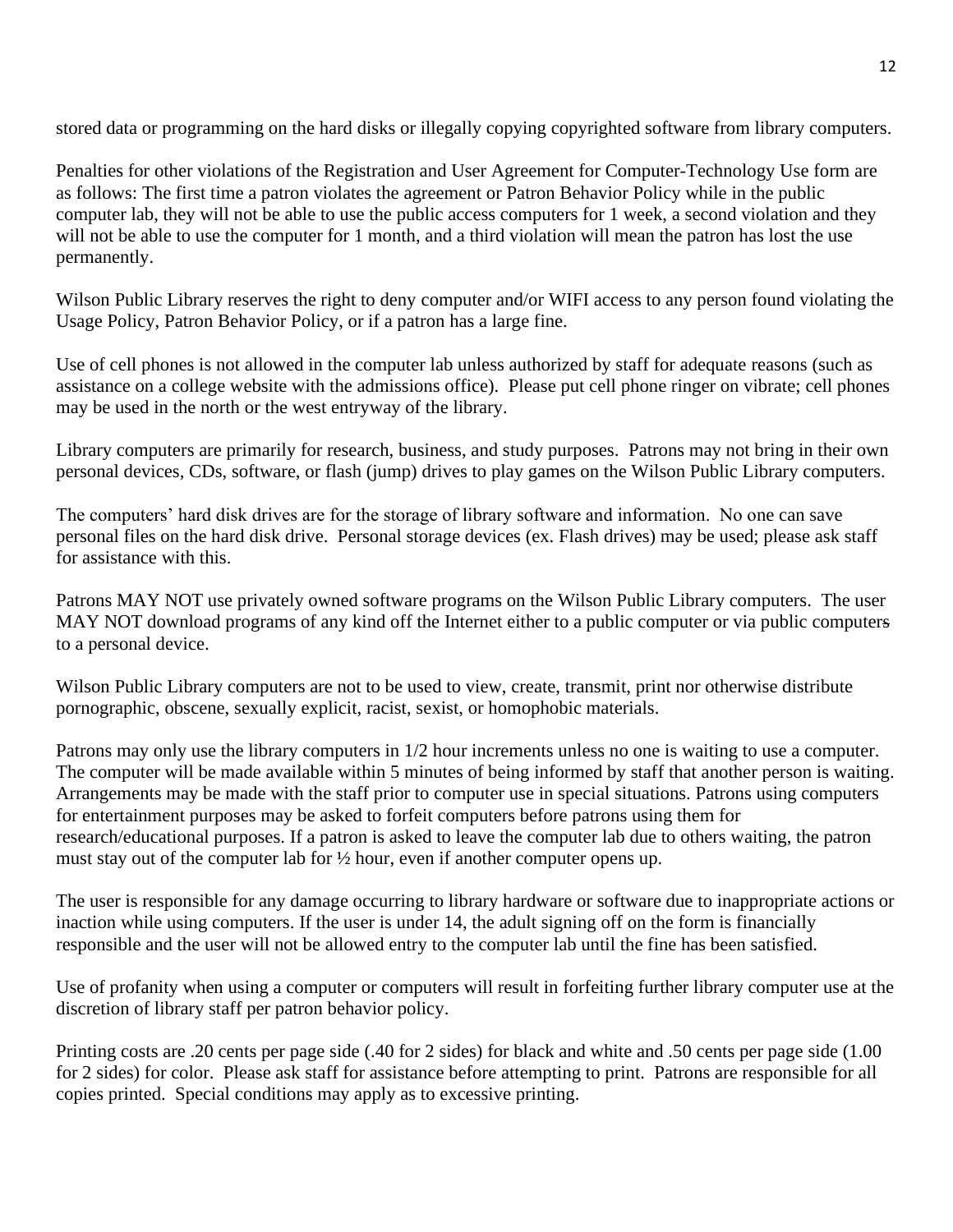stored data or programming on the hard disks or illegally copying copyrighted software from library computers.

Penalties for other violations of the Registration and User Agreement for Computer-Technology Use form are as follows: The first time a patron violates the agreement or Patron Behavior Policy while in the public computer lab, they will not be able to use the public access computers for 1 week, a second violation and they will not be able to use the computer for 1 month, and a third violation will mean the patron has lost the use permanently.

Wilson Public Library reserves the right to deny computer and/or WIFI access to any person found violating the Usage Policy, Patron Behavior Policy, or if a patron has a large fine.

Use of cell phones is not allowed in the computer lab unless authorized by staff for adequate reasons (such as assistance on a college website with the admissions office). Please put cell phone ringer on vibrate; cell phones may be used in the north or the west entryway of the library.

Library computers are primarily for research, business, and study purposes. Patrons may not bring in their own personal devices, CDs, software, or flash (jump) drives to play games on the Wilson Public Library computers.

The computers' hard disk drives are for the storage of library software and information. No one can save personal files on the hard disk drive. Personal storage devices (ex. Flash drives) may be used; please ask staff for assistance with this.

Patrons MAY NOT use privately owned software programs on the Wilson Public Library computers. The user MAY NOT download programs of any kind off the Internet either to a public computer or via public computers to a personal device.

Wilson Public Library computers are not to be used to view, create, transmit, print nor otherwise distribute pornographic, obscene, sexually explicit, racist, sexist, or homophobic materials.

Patrons may only use the library computers in 1/2 hour increments unless no one is waiting to use a computer. The computer will be made available within 5 minutes of being informed by staff that another person is waiting. Arrangements may be made with the staff prior to computer use in special situations. Patrons using computers for entertainment purposes may be asked to forfeit computers before patrons using them for research/educational purposes. If a patron is asked to leave the computer lab due to others waiting, the patron must stay out of the computer lab for ½ hour, even if another computer opens up.

The user is responsible for any damage occurring to library hardware or software due to inappropriate actions or inaction while using computers. If the user is under 14, the adult signing off on the form is financially responsible and the user will not be allowed entry to the computer lab until the fine has been satisfied.

Use of profanity when using a computer or computers will result in forfeiting further library computer use at the discretion of library staff per patron behavior policy.

Printing costs are .20 cents per page side (.40 for 2 sides) for black and white and .50 cents per page side (1.00 for 2 sides) for color. Please ask staff for assistance before attempting to print. Patrons are responsible for all copies printed. Special conditions may apply as to excessive printing.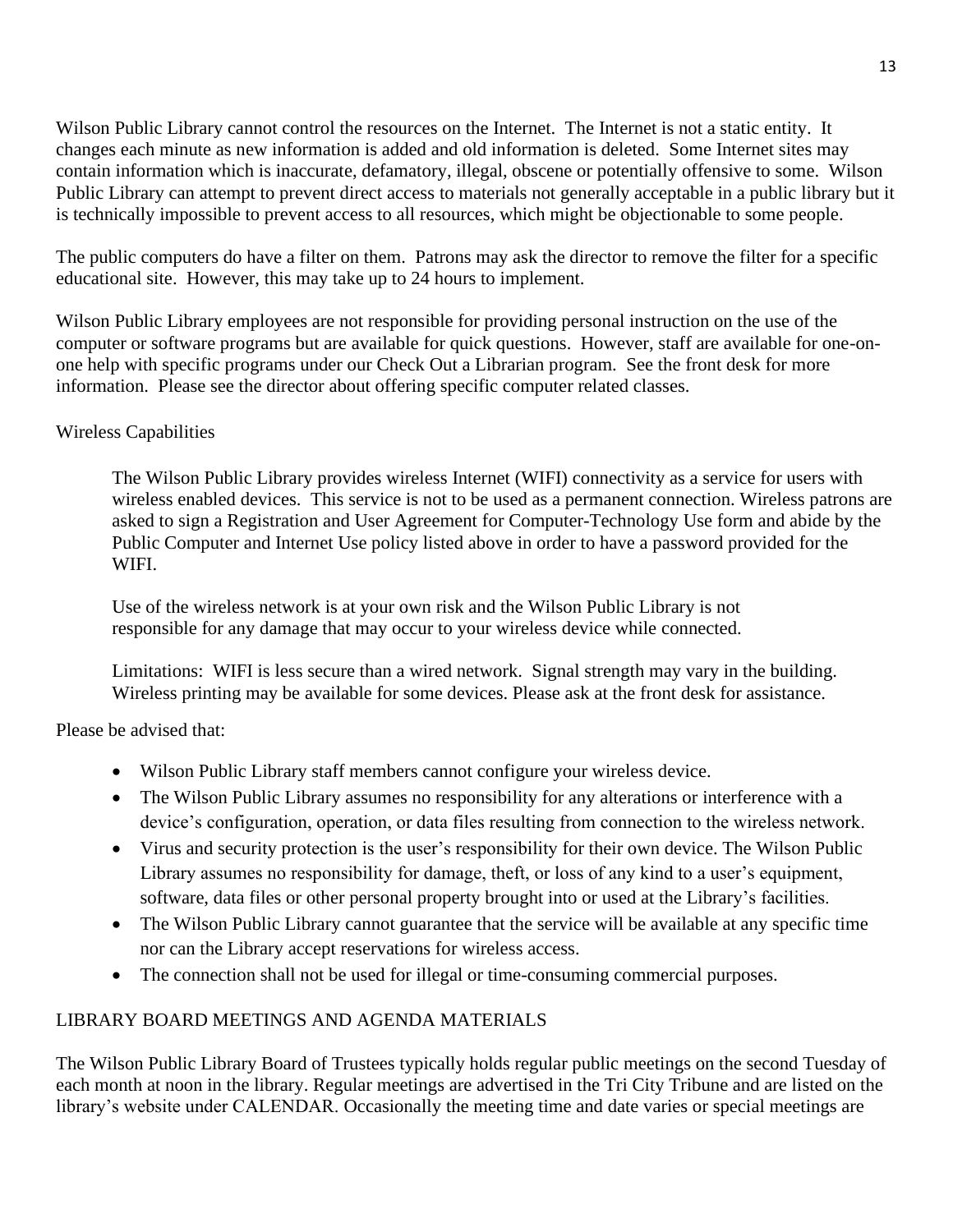Wilson Public Library cannot control the resources on the Internet. The Internet is not a static entity. It changes each minute as new information is added and old information is deleted. Some Internet sites may contain information which is inaccurate, defamatory, illegal, obscene or potentially offensive to some. Wilson Public Library can attempt to prevent direct access to materials not generally acceptable in a public library but it is technically impossible to prevent access to all resources, which might be objectionable to some people.

The public computers do have a filter on them. Patrons may ask the director to remove the filter for a specific educational site. However, this may take up to 24 hours to implement.

Wilson Public Library employees are not responsible for providing personal instruction on the use of the computer or software programs but are available for quick questions. However, staff are available for one-on-one help with specific programs under our Check Out a Librarian program. See the front desk for more information. Please see the director about offering specific computer related classes.

Wireless Capabilities

> The Wilson Public Library provides wireless Internet (WIFI) connectivity as a service for users with wireless enabled devices. This service is not to be used as a permanent connection. Wireless patrons are asked to sign a Registration and User Agreement for Computer-Technology Use form and abide by the Public Computer and Internet Use policy listed above in order to have a password provided for the WIFI.
>
> Use of the wireless network is at your own risk and the Wilson Public Library is not responsible for any damage that may occur to your wireless device while connected.
>
> Limitations: WIFI is less secure than a wired network. Signal strength may vary in the building. Wireless printing may be available for some devices. Please ask at the front desk for assistance.

Please be advised that:

- Wilson Public Library staff members cannot configure your wireless device.
- The Wilson Public Library assumes no responsibility for any alterations or interference with a device's configuration, operation, or data files resulting from connection to the wireless network.
- Virus and security protection is the user's responsibility for their own device. The Wilson Public Library assumes no responsibility for damage, theft, or loss of any kind to a user's equipment, software, data files or other personal property brought into or used at the Library's facilities.
- The Wilson Public Library cannot guarantee that the service will be available at any specific time nor can the Library accept reservations for wireless access.
- The connection shall not be used for illegal or time-consuming commercial purposes.

## LIBRARY BOARD MEETINGS AND AGENDA MATERIALS

The Wilson Public Library Board of Trustees typically holds regular public meetings on the second Tuesday of each month at noon in the library. Regular meetings are advertised in the Tri City Tribune and are listed on the library's website under CALENDAR. Occasionally the meeting time and date varies or special meetings are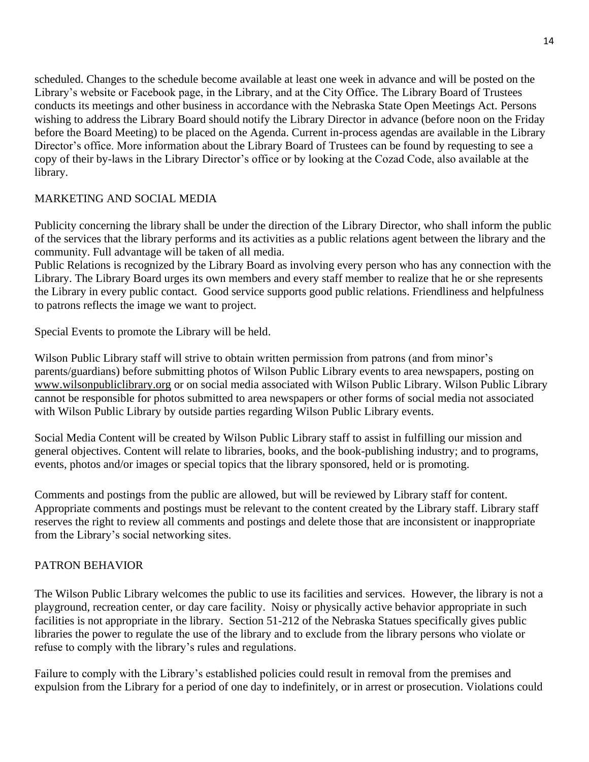scheduled. Changes to the schedule become available at least one week in advance and will be posted on the Library's website or Facebook page, in the Library, and at the City Office. The Library Board of Trustees conducts its meetings and other business in accordance with the Nebraska State Open Meetings Act. Persons wishing to address the Library Board should notify the Library Director in advance (before noon on the Friday before the Board Meeting) to be placed on the Agenda. Current in-process agendas are available in the Library Director's office. More information about the Library Board of Trustees can be found by requesting to see a copy of their by-laws in the Library Director's office or by looking at the Cozad Code, also available at the library.

## MARKETING AND SOCIAL MEDIA

Publicity concerning the library shall be under the direction of the Library Director, who shall inform the public of the services that the library performs and its activities as a public relations agent between the library and the community. Full advantage will be taken of all media.
Public Relations is recognized by the Library Board as involving every person who has any connection with the Library. The Library Board urges its own members and every staff member to realize that he or she represents the Library in every public contact. Good service supports good public relations. Friendliness and helpfulness to patrons reflects the image we want to project.

Special Events to promote the Library will be held.

Wilson Public Library staff will strive to obtain written permission from patrons (and from minor's parents/guardians) before submitting photos of Wilson Public Library events to area newspapers, posting on www.wilsonpubliclibrary.org or on social media associated with Wilson Public Library. Wilson Public Library cannot be responsible for photos submitted to area newspapers or other forms of social media not associated with Wilson Public Library by outside parties regarding Wilson Public Library events.

Social Media Content will be created by Wilson Public Library staff to assist in fulfilling our mission and general objectives. Content will relate to libraries, books, and the book-publishing industry; and to programs, events, photos and/or images or special topics that the library sponsored, held or is promoting.

Comments and postings from the public are allowed, but will be reviewed by Library staff for content. Appropriate comments and postings must be relevant to the content created by the Library staff. Library staff reserves the right to review all comments and postings and delete those that are inconsistent or inappropriate from the Library's social networking sites.

## PATRON BEHAVIOR

The Wilson Public Library welcomes the public to use its facilities and services. However, the library is not a playground, recreation center, or day care facility. Noisy or physically active behavior appropriate in such facilities is not appropriate in the library. Section 51-212 of the Nebraska Statues specifically gives public libraries the power to regulate the use of the library and to exclude from the library persons who violate or refuse to comply with the library's rules and regulations.

Failure to comply with the Library's established policies could result in removal from the premises and expulsion from the Library for a period of one day to indefinitely, or in arrest or prosecution. Violations could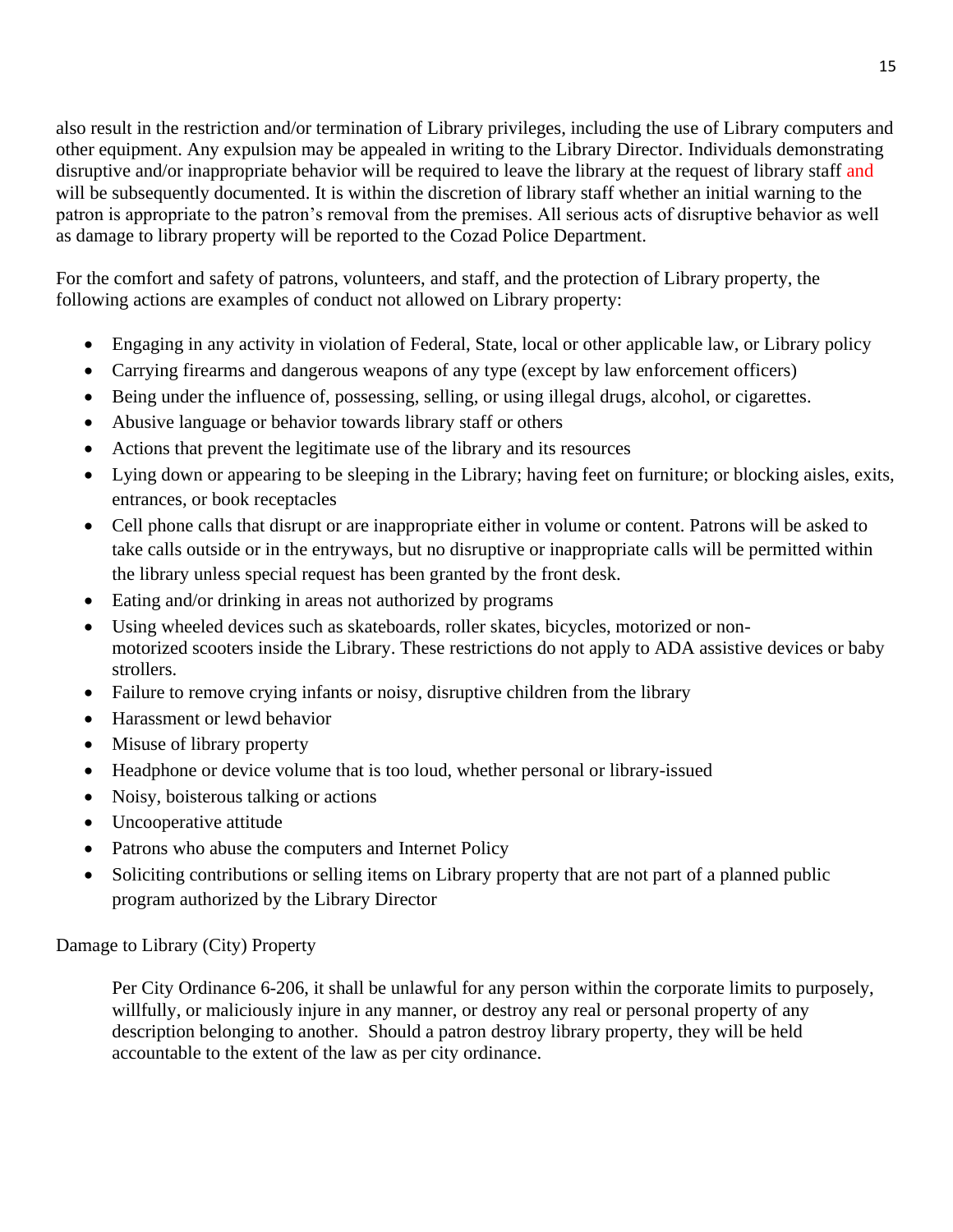also result in the restriction and/or termination of Library privileges, including the use of Library computers and other equipment. Any expulsion may be appealed in writing to the Library Director. Individuals demonstrating disruptive and/or inappropriate behavior will be required to leave the library at the request of library staff and will be subsequently documented. It is within the discretion of library staff whether an initial warning to the patron is appropriate to the patron's removal from the premises. All serious acts of disruptive behavior as well as damage to library property will be reported to the Cozad Police Department.

For the comfort and safety of patrons, volunteers, and staff, and the protection of Library property, the following actions are examples of conduct not allowed on Library property:

- Engaging in any activity in violation of Federal, State, local or other applicable law, or Library policy
- Carrying firearms and dangerous weapons of any type (except by law enforcement officers)
- Being under the influence of, possessing, selling, or using illegal drugs, alcohol, or cigarettes.
- Abusive language or behavior towards library staff or others
- Actions that prevent the legitimate use of the library and its resources
- Lying down or appearing to be sleeping in the Library; having feet on furniture; or blocking aisles, exits, entrances, or book receptacles
- Cell phone calls that disrupt or are inappropriate either in volume or content. Patrons will be asked to take calls outside or in the entryways, but no disruptive or inappropriate calls will be permitted within the library unless special request has been granted by the front desk.
- Eating and/or drinking in areas not authorized by programs
- Using wheeled devices such as skateboards, roller skates, bicycles, motorized or non-motorized scooters inside the Library. These restrictions do not apply to ADA assistive devices or baby strollers.
- Failure to remove crying infants or noisy, disruptive children from the library
- Harassment or lewd behavior
- Misuse of library property
- Headphone or device volume that is too loud, whether personal or library-issued
- Noisy, boisterous talking or actions
- Uncooperative attitude
- Patrons who abuse the computers and Internet Policy
- Soliciting contributions or selling items on Library property that are not part of a planned public program authorized by the Library Director

Damage to Library (City) Property

Per City Ordinance 6-206, it shall be unlawful for any person within the corporate limits to purposely, willfully, or maliciously injure in any manner, or destroy any real or personal property of any description belonging to another. Should a patron destroy library property, they will be held accountable to the extent of the law as per city ordinance.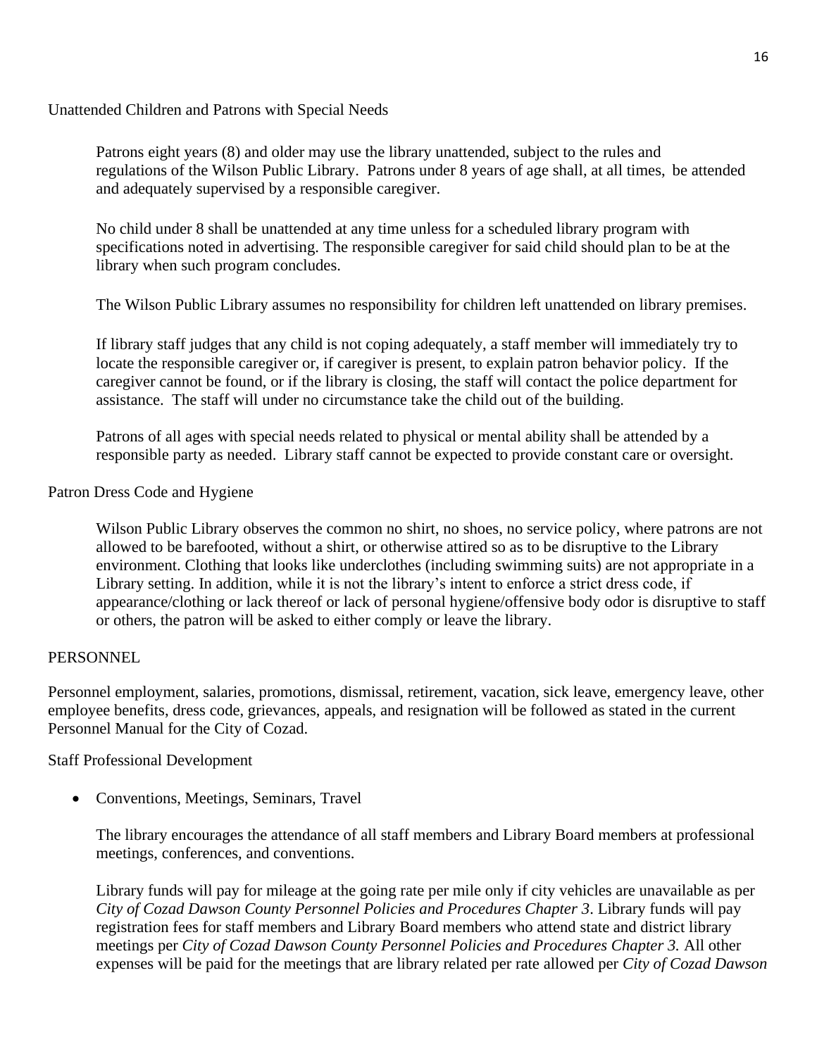Unattended Children and Patrons with Special Needs

Patrons eight years (8) and older may use the library unattended, subject to the rules and regulations of the Wilson Public Library. Patrons under 8 years of age shall, at all times, be attended and adequately supervised by a responsible caregiver.

No child under 8 shall be unattended at any time unless for a scheduled library program with specifications noted in advertising. The responsible caregiver for said child should plan to be at the library when such program concludes.

The Wilson Public Library assumes no responsibility for children left unattended on library premises.

If library staff judges that any child is not coping adequately, a staff member will immediately try to locate the responsible caregiver or, if caregiver is present, to explain patron behavior policy. If the caregiver cannot be found, or if the library is closing, the staff will contact the police department for assistance. The staff will under no circumstance take the child out of the building.

Patrons of all ages with special needs related to physical or mental ability shall be attended by a responsible party as needed. Library staff cannot be expected to provide constant care or oversight.

Patron Dress Code and Hygiene

Wilson Public Library observes the common no shirt, no shoes, no service policy, where patrons are not allowed to be barefooted, without a shirt, or otherwise attired so as to be disruptive to the Library environment. Clothing that looks like underclothes (including swimming suits) are not appropriate in a Library setting. In addition, while it is not the library's intent to enforce a strict dress code, if appearance/clothing or lack thereof or lack of personal hygiene/offensive body odor is disruptive to staff or others, the patron will be asked to either comply or leave the library.

PERSONNEL

Personnel employment, salaries, promotions, dismissal, retirement, vacation, sick leave, emergency leave, other employee benefits, dress code, grievances, appeals, and resignation will be followed as stated in the current Personnel Manual for the City of Cozad.

Staff Professional Development

- Conventions, Meetings, Seminars, Travel

  The library encourages the attendance of all staff members and Library Board members at professional meetings, conferences, and conventions.

  Library funds will pay for mileage at the going rate per mile only if city vehicles are unavailable as per *City of Cozad Dawson County Personnel Policies and Procedures Chapter 3*. Library funds will pay registration fees for staff members and Library Board members who attend state and district library meetings per *City of Cozad Dawson County Personnel Policies and Procedures Chapter 3.* All other expenses will be paid for the meetings that are library related per rate allowed per *City of Cozad Dawson*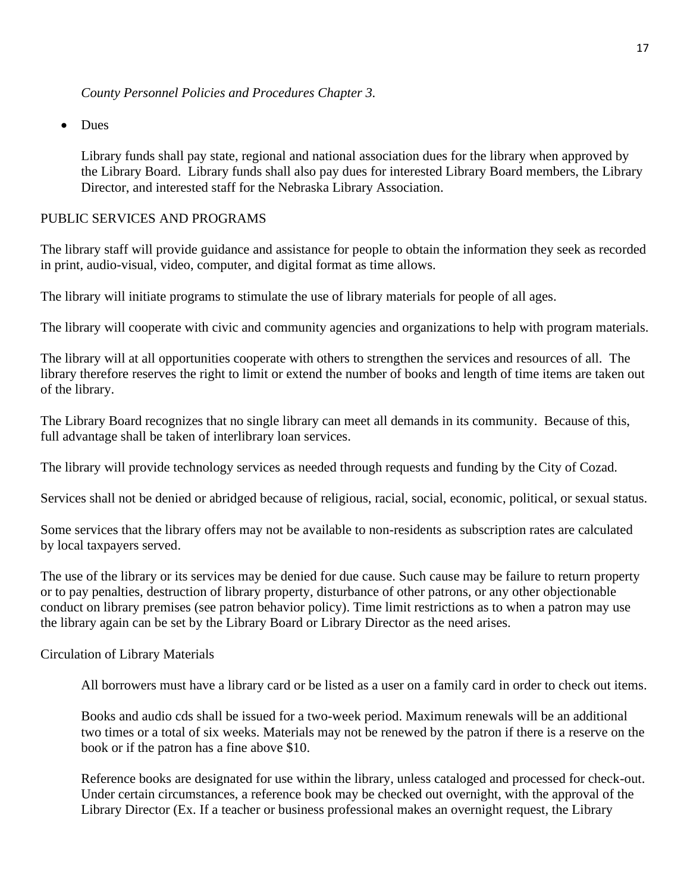*County Personnel Policies and Procedures Chapter 3.*

- Dues

  Library funds shall pay state, regional and national association dues for the library when approved by the Library Board. Library funds shall also pay dues for interested Library Board members, the Library Director, and interested staff for the Nebraska Library Association.

## PUBLIC SERVICES AND PROGRAMS

The library staff will provide guidance and assistance for people to obtain the information they seek as recorded in print, audio-visual, video, computer, and digital format as time allows.

The library will initiate programs to stimulate the use of library materials for people of all ages.

The library will cooperate with civic and community agencies and organizations to help with program materials.

The library will at all opportunities cooperate with others to strengthen the services and resources of all. The library therefore reserves the right to limit or extend the number of books and length of time items are taken out of the library.

The Library Board recognizes that no single library can meet all demands in its community. Because of this, full advantage shall be taken of interlibrary loan services.

The library will provide technology services as needed through requests and funding by the City of Cozad.

Services shall not be denied or abridged because of religious, racial, social, economic, political, or sexual status.

Some services that the library offers may not be available to non-residents as subscription rates are calculated by local taxpayers served.

The use of the library or its services may be denied for due cause. Such cause may be failure to return property or to pay penalties, destruction of library property, disturbance of other patrons, or any other objectionable conduct on library premises (see patron behavior policy). Time limit restrictions as to when a patron may use the library again can be set by the Library Board or Library Director as the need arises.

### Circulation of Library Materials

All borrowers must have a library card or be listed as a user on a family card in order to check out items.

Books and audio cds shall be issued for a two-week period. Maximum renewals will be an additional two times or a total of six weeks. Materials may not be renewed by the patron if there is a reserve on the book or if the patron has a fine above $10.

Reference books are designated for use within the library, unless cataloged and processed for check-out. Under certain circumstances, a reference book may be checked out overnight, with the approval of the Library Director (Ex. If a teacher or business professional makes an overnight request, the Library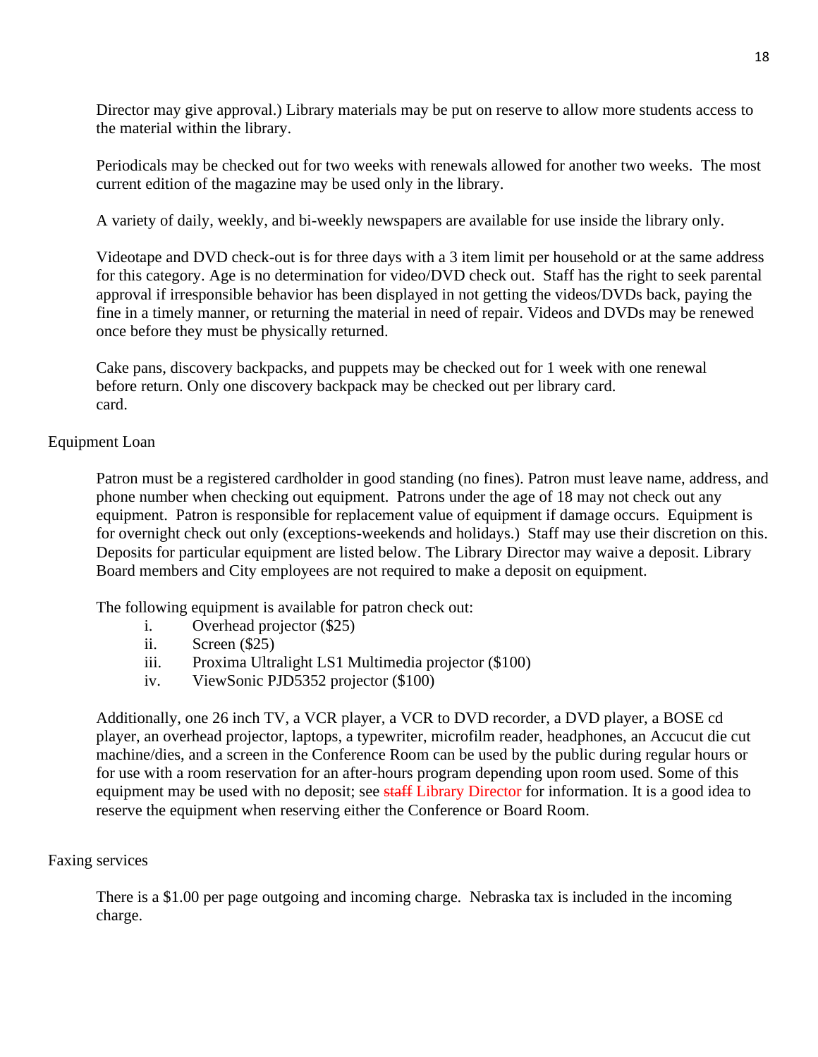Director may give approval.) Library materials may be put on reserve to allow more students access to the material within the library.

Periodicals may be checked out for two weeks with renewals allowed for another two weeks. The most current edition of the magazine may be used only in the library.

A variety of daily, weekly, and bi-weekly newspapers are available for use inside the library only.

Videotape and DVD check-out is for three days with a 3 item limit per household or at the same address for this category. Age is no determination for video/DVD check out. Staff has the right to seek parental approval if irresponsible behavior has been displayed in not getting the videos/DVDs back, paying the fine in a timely manner, or returning the material in need of repair. Videos and DVDs may be renewed once before they must be physically returned.

Cake pans, discovery backpacks, and puppets may be checked out for 1 week with one renewal before return. Only one discovery backpack may be checked out per library card.
card.

Equipment Loan

Patron must be a registered cardholder in good standing (no fines). Patron must leave name, address, and phone number when checking out equipment. Patrons under the age of 18 may not check out any equipment. Patron is responsible for replacement value of equipment if damage occurs. Equipment is for overnight check out only (exceptions-weekends and holidays.) Staff may use their discretion on this. Deposits for particular equipment are listed below. The Library Director may waive a deposit. Library Board members and City employees are not required to make a deposit on equipment.

The following equipment is available for patron check out:

i. Overhead projector ($25)
ii. Screen ($25)
iii. Proxima Ultralight LS1 Multimedia projector ($100)
iv. ViewSonic PJD5352 projector ($100)

Additionally, one 26 inch TV, a VCR player, a VCR to DVD recorder, a DVD player, a BOSE cd player, an overhead projector, laptops, a typewriter, microfilm reader, headphones, an Accucut die cut machine/dies, and a screen in the Conference Room can be used by the public during regular hours or for use with a room reservation for an after-hours program depending upon room used. Some of this equipment may be used with no deposit; see ~~staff~~ Library Director for information. It is a good idea to reserve the equipment when reserving either the Conference or Board Room.

Faxing services

There is a $1.00 per page outgoing and incoming charge. Nebraska tax is included in the incoming charge.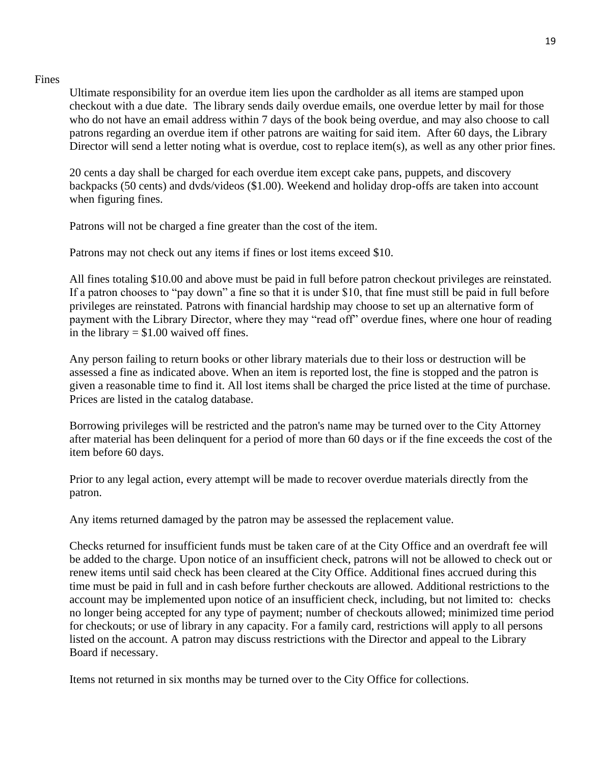## Fines

Ultimate responsibility for an overdue item lies upon the cardholder as all items are stamped upon checkout with a due date. The library sends daily overdue emails, one overdue letter by mail for those who do not have an email address within 7 days of the book being overdue, and may also choose to call patrons regarding an overdue item if other patrons are waiting for said item. After 60 days, the Library Director will send a letter noting what is overdue, cost to replace item(s), as well as any other prior fines.

20 cents a day shall be charged for each overdue item except cake pans, puppets, and discovery backpacks (50 cents) and dvds/videos ($1.00). Weekend and holiday drop-offs are taken into account when figuring fines.

Patrons will not be charged a fine greater than the cost of the item.

Patrons may not check out any items if fines or lost items exceed $10.

All fines totaling $10.00 and above must be paid in full before patron checkout privileges are reinstated. If a patron chooses to "pay down" a fine so that it is under $10, that fine must still be paid in full before privileges are reinstated. Patrons with financial hardship may choose to set up an alternative form of payment with the Library Director, where they may "read off" overdue fines, where one hour of reading in the library = $1.00 waived off fines.

Any person failing to return books or other library materials due to their loss or destruction will be assessed a fine as indicated above. When an item is reported lost, the fine is stopped and the patron is given a reasonable time to find it. All lost items shall be charged the price listed at the time of purchase. Prices are listed in the catalog database.

Borrowing privileges will be restricted and the patron's name may be turned over to the City Attorney after material has been delinquent for a period of more than 60 days or if the fine exceeds the cost of the item before 60 days.

Prior to any legal action, every attempt will be made to recover overdue materials directly from the patron.

Any items returned damaged by the patron may be assessed the replacement value.

Checks returned for insufficient funds must be taken care of at the City Office and an overdraft fee will be added to the charge. Upon notice of an insufficient check, patrons will not be allowed to check out or renew items until said check has been cleared at the City Office. Additional fines accrued during this time must be paid in full and in cash before further checkouts are allowed. Additional restrictions to the account may be implemented upon notice of an insufficient check, including, but not limited to: checks no longer being accepted for any type of payment; number of checkouts allowed; minimized time period for checkouts; or use of library in any capacity. For a family card, restrictions will apply to all persons listed on the account. A patron may discuss restrictions with the Director and appeal to the Library Board if necessary.

Items not returned in six months may be turned over to the City Office for collections.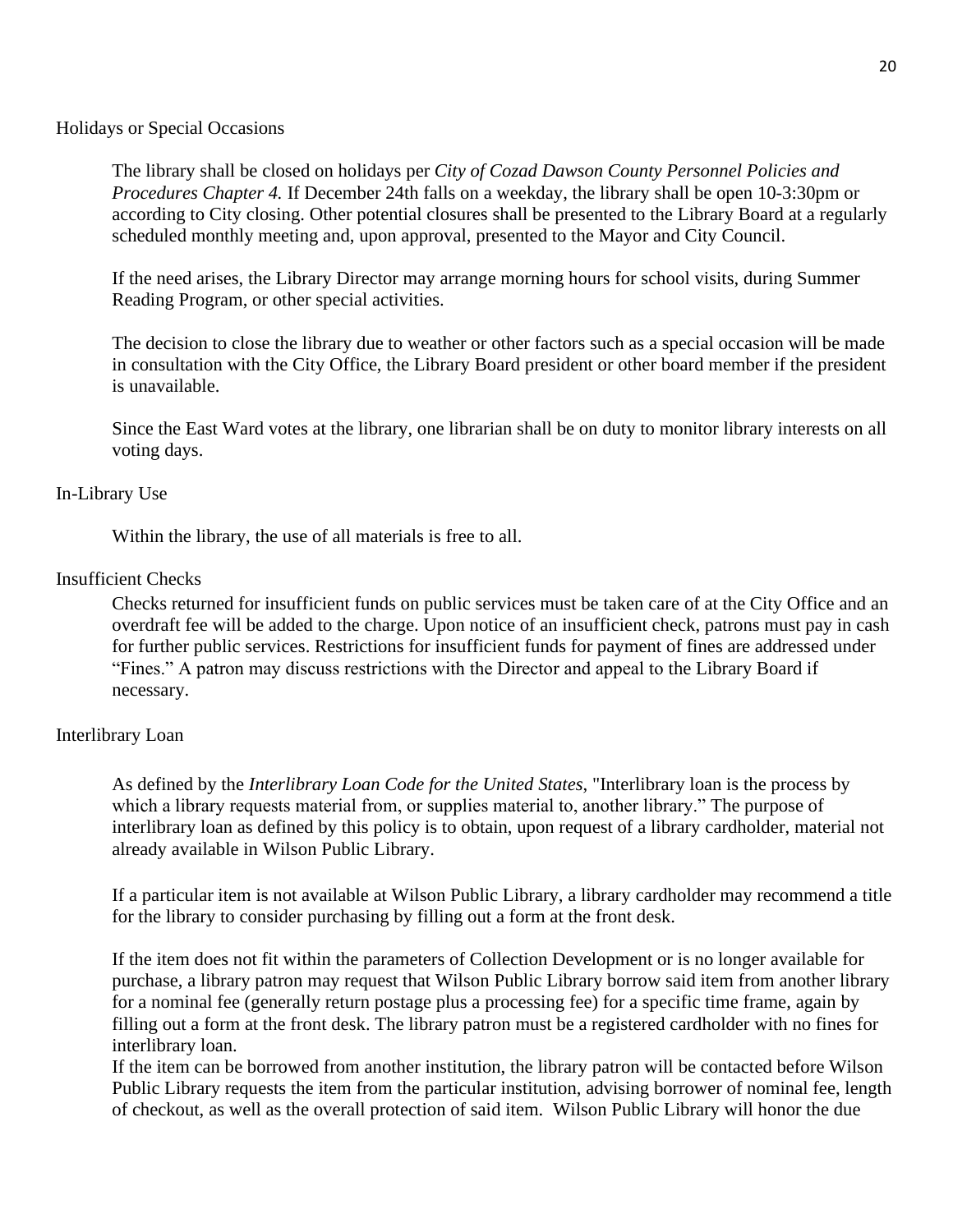## Holidays or Special Occasions

The library shall be closed on holidays per *City of Cozad Dawson County Personnel Policies and Procedures Chapter 4.* If December 24th falls on a weekday, the library shall be open 10-3:30pm or according to City closing. Other potential closures shall be presented to the Library Board at a regularly scheduled monthly meeting and, upon approval, presented to the Mayor and City Council.

If the need arises, the Library Director may arrange morning hours for school visits, during Summer Reading Program, or other special activities.

The decision to close the library due to weather or other factors such as a special occasion will be made in consultation with the City Office, the Library Board president or other board member if the president is unavailable.

Since the East Ward votes at the library, one librarian shall be on duty to monitor library interests on all voting days.

## In-Library Use

Within the library, the use of all materials is free to all.

## Insufficient Checks

Checks returned for insufficient funds on public services must be taken care of at the City Office and an overdraft fee will be added to the charge. Upon notice of an insufficient check, patrons must pay in cash for further public services. Restrictions for insufficient funds for payment of fines are addressed under "Fines." A patron may discuss restrictions with the Director and appeal to the Library Board if necessary.

## Interlibrary Loan

As defined by the *Interlibrary Loan Code for the United States*, "Interlibrary loan is the process by which a library requests material from, or supplies material to, another library." The purpose of interlibrary loan as defined by this policy is to obtain, upon request of a library cardholder, material not already available in Wilson Public Library.

If a particular item is not available at Wilson Public Library, a library cardholder may recommend a title for the library to consider purchasing by filling out a form at the front desk.

If the item does not fit within the parameters of Collection Development or is no longer available for purchase, a library patron may request that Wilson Public Library borrow said item from another library for a nominal fee (generally return postage plus a processing fee) for a specific time frame, again by filling out a form at the front desk. The library patron must be a registered cardholder with no fines for interlibrary loan.

If the item can be borrowed from another institution, the library patron will be contacted before Wilson Public Library requests the item from the particular institution, advising borrower of nominal fee, length of checkout, as well as the overall protection of said item. Wilson Public Library will honor the due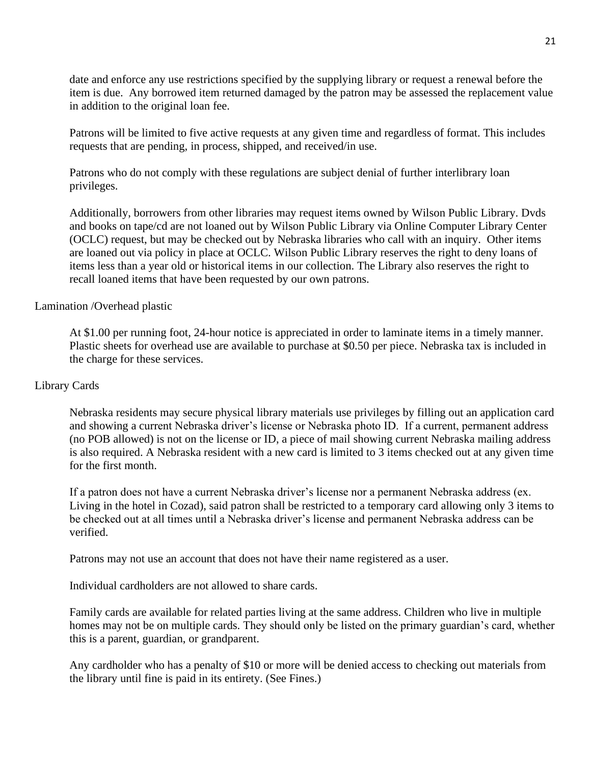date and enforce any use restrictions specified by the supplying library or request a renewal before the item is due. Any borrowed item returned damaged by the patron may be assessed the replacement value in addition to the original loan fee.

Patrons will be limited to five active requests at any given time and regardless of format. This includes requests that are pending, in process, shipped, and received/in use.

Patrons who do not comply with these regulations are subject denial of further interlibrary loan privileges.

Additionally, borrowers from other libraries may request items owned by Wilson Public Library. Dvds and books on tape/cd are not loaned out by Wilson Public Library via Online Computer Library Center (OCLC) request, but may be checked out by Nebraska libraries who call with an inquiry. Other items are loaned out via policy in place at OCLC. Wilson Public Library reserves the right to deny loans of items less than a year old or historical items in our collection. The Library also reserves the right to recall loaned items that have been requested by our own patrons.

Lamination /Overhead plastic

At $1.00 per running foot, 24-hour notice is appreciated in order to laminate items in a timely manner. Plastic sheets for overhead use are available to purchase at $0.50 per piece. Nebraska tax is included in the charge for these services.

Library Cards

Nebraska residents may secure physical library materials use privileges by filling out an application card and showing a current Nebraska driver's license or Nebraska photo ID. If a current, permanent address (no POB allowed) is not on the license or ID, a piece of mail showing current Nebraska mailing address is also required. A Nebraska resident with a new card is limited to 3 items checked out at any given time for the first month.

If a patron does not have a current Nebraska driver's license nor a permanent Nebraska address (ex. Living in the hotel in Cozad), said patron shall be restricted to a temporary card allowing only 3 items to be checked out at all times until a Nebraska driver's license and permanent Nebraska address can be verified.

Patrons may not use an account that does not have their name registered as a user.

Individual cardholders are not allowed to share cards.

Family cards are available for related parties living at the same address. Children who live in multiple homes may not be on multiple cards. They should only be listed on the primary guardian's card, whether this is a parent, guardian, or grandparent.

Any cardholder who has a penalty of $10 or more will be denied access to checking out materials from the library until fine is paid in its entirety. (See Fines.)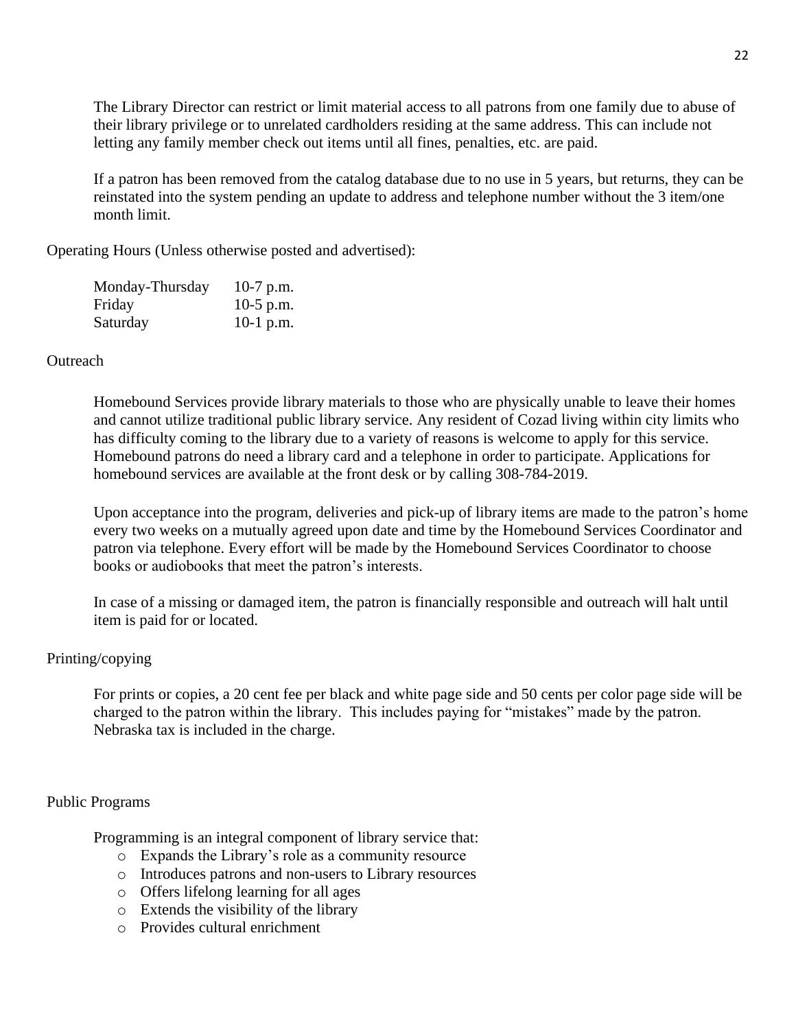The Library Director can restrict or limit material access to all patrons from one family due to abuse of their library privilege or to unrelated cardholders residing at the same address. This can include not letting any family member check out items until all fines, penalties, etc. are paid.

If a patron has been removed from the catalog database due to no use in 5 years, but returns, they can be reinstated into the system pending an update to address and telephone number without the 3 item/one month limit.

Operating Hours (Unless otherwise posted and advertised):

| | |
|---|---|
| Monday-Thursday | 10-7 p.m. |
| Friday | 10-5 p.m. |
| Saturday | 10-1 p.m. |

Outreach

Homebound Services provide library materials to those who are physically unable to leave their homes and cannot utilize traditional public library service. Any resident of Cozad living within city limits who has difficulty coming to the library due to a variety of reasons is welcome to apply for this service. Homebound patrons do need a library card and a telephone in order to participate. Applications for homebound services are available at the front desk or by calling 308-784-2019.

Upon acceptance into the program, deliveries and pick-up of library items are made to the patron's home every two weeks on a mutually agreed upon date and time by the Homebound Services Coordinator and patron via telephone. Every effort will be made by the Homebound Services Coordinator to choose books or audiobooks that meet the patron's interests.

In case of a missing or damaged item, the patron is financially responsible and outreach will halt until item is paid for or located.

Printing/copying

For prints or copies, a 20 cent fee per black and white page side and 50 cents per color page side will be charged to the patron within the library. This includes paying for "mistakes" made by the patron. Nebraska tax is included in the charge.

Public Programs

Programming is an integral component of library service that:

- Expands the Library's role as a community resource
- Introduces patrons and non-users to Library resources
- Offers lifelong learning for all ages
- Extends the visibility of the library
- Provides cultural enrichment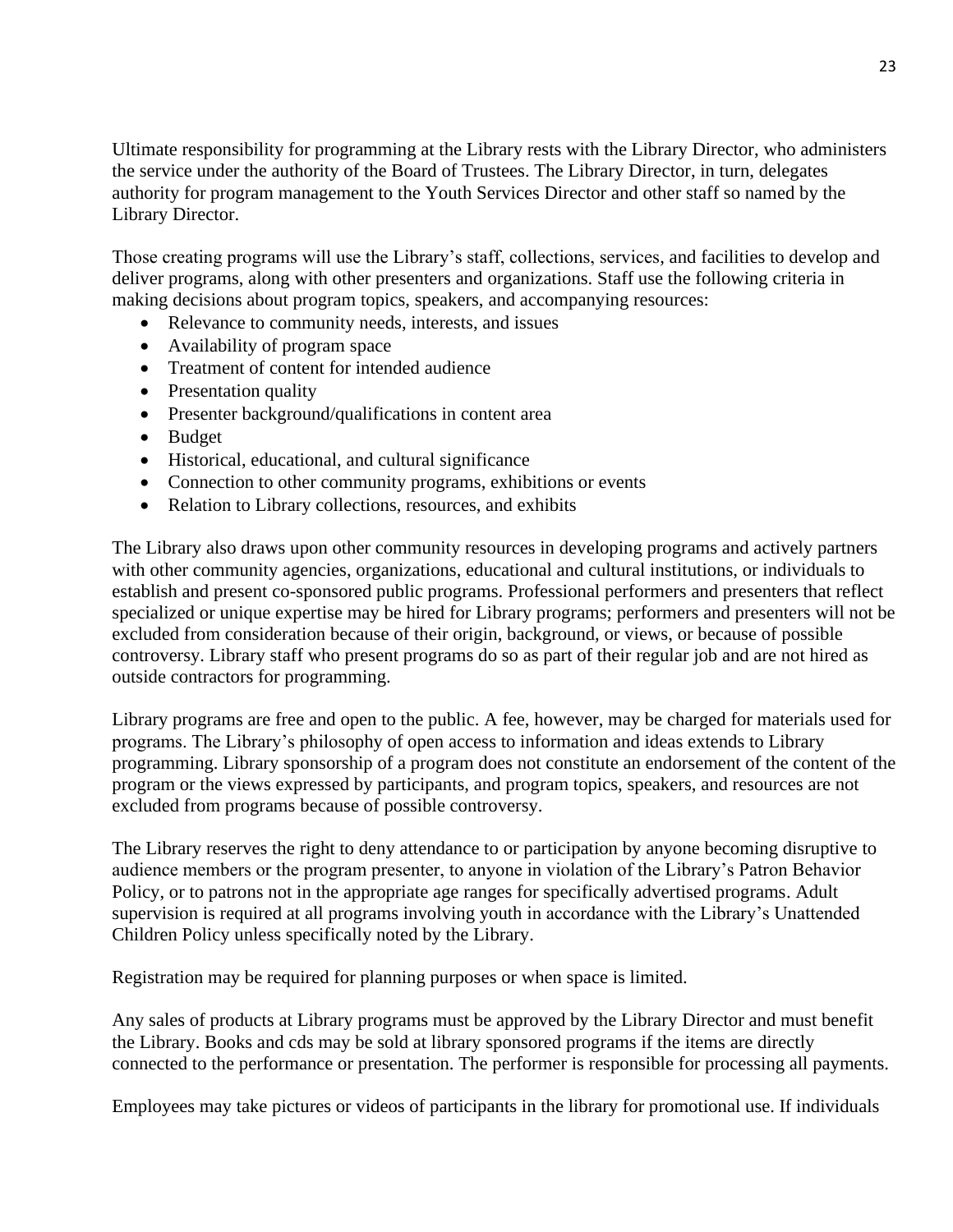Ultimate responsibility for programming at the Library rests with the Library Director, who administers the service under the authority of the Board of Trustees. The Library Director, in turn, delegates authority for program management to the Youth Services Director and other staff so named by the Library Director.

Those creating programs will use the Library's staff, collections, services, and facilities to develop and deliver programs, along with other presenters and organizations. Staff use the following criteria in making decisions about program topics, speakers, and accompanying resources:

- Relevance to community needs, interests, and issues
- Availability of program space
- Treatment of content for intended audience
- Presentation quality
- Presenter background/qualifications in content area
- Budget
- Historical, educational, and cultural significance
- Connection to other community programs, exhibitions or events
- Relation to Library collections, resources, and exhibits

The Library also draws upon other community resources in developing programs and actively partners with other community agencies, organizations, educational and cultural institutions, or individuals to establish and present co-sponsored public programs. Professional performers and presenters that reflect specialized or unique expertise may be hired for Library programs; performers and presenters will not be excluded from consideration because of their origin, background, or views, or because of possible controversy. Library staff who present programs do so as part of their regular job and are not hired as outside contractors for programming.

Library programs are free and open to the public. A fee, however, may be charged for materials used for programs. The Library's philosophy of open access to information and ideas extends to Library programming. Library sponsorship of a program does not constitute an endorsement of the content of the program or the views expressed by participants, and program topics, speakers, and resources are not excluded from programs because of possible controversy.

The Library reserves the right to deny attendance to or participation by anyone becoming disruptive to audience members or the program presenter, to anyone in violation of the Library's Patron Behavior Policy, or to patrons not in the appropriate age ranges for specifically advertised programs. Adult supervision is required at all programs involving youth in accordance with the Library's Unattended Children Policy unless specifically noted by the Library.

Registration may be required for planning purposes or when space is limited.

Any sales of products at Library programs must be approved by the Library Director and must benefit the Library. Books and cds may be sold at library sponsored programs if the items are directly connected to the performance or presentation. The performer is responsible for processing all payments.

Employees may take pictures or videos of participants in the library for promotional use. If individuals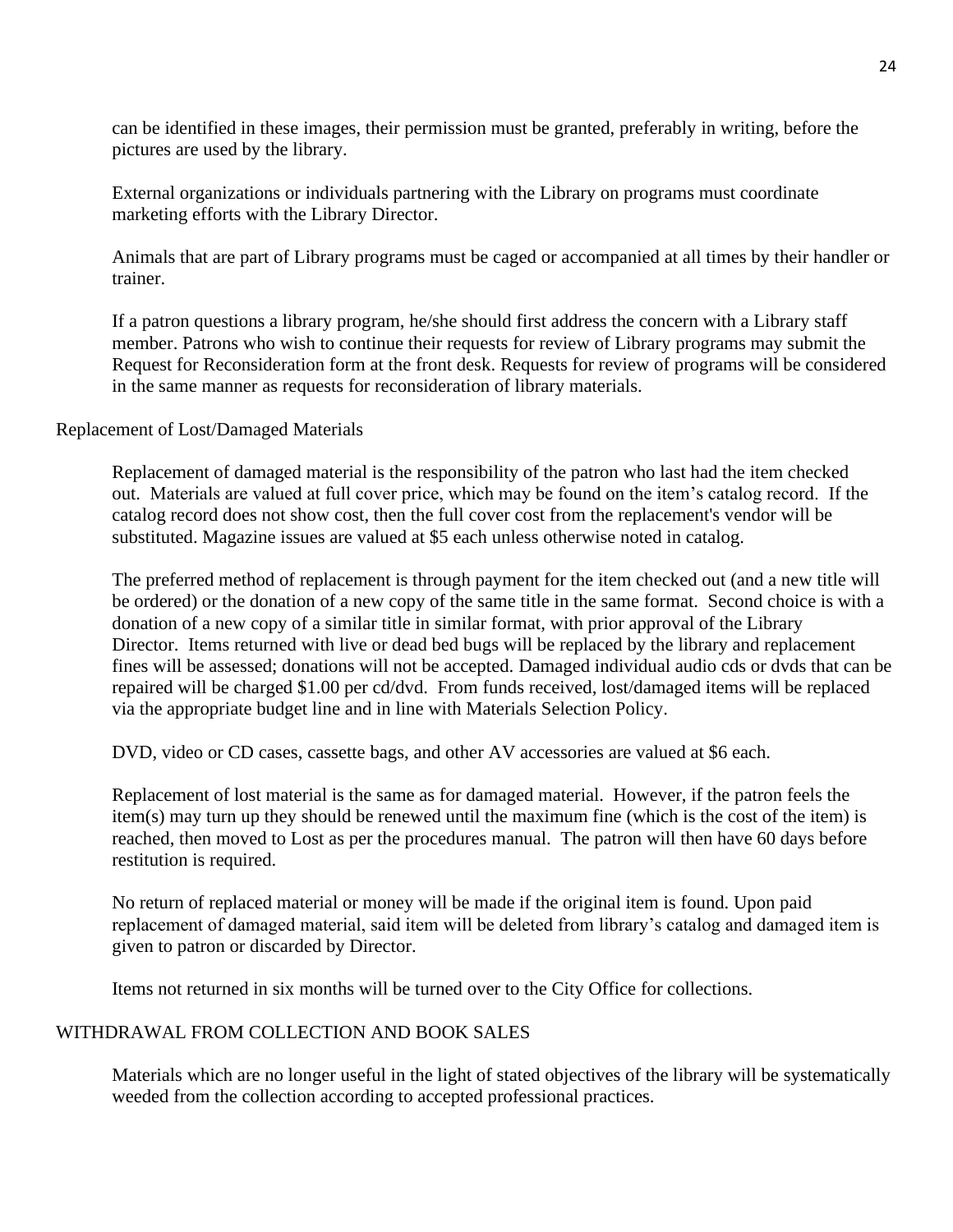can be identified in these images, their permission must be granted, preferably in writing, before the pictures are used by the library.

External organizations or individuals partnering with the Library on programs must coordinate marketing efforts with the Library Director.

Animals that are part of Library programs must be caged or accompanied at all times by their handler or trainer.

If a patron questions a library program, he/she should first address the concern with a Library staff member. Patrons who wish to continue their requests for review of Library programs may submit the Request for Reconsideration form at the front desk. Requests for review of programs will be considered in the same manner as requests for reconsideration of library materials.

## Replacement of Lost/Damaged Materials

Replacement of damaged material is the responsibility of the patron who last had the item checked out. Materials are valued at full cover price, which may be found on the item's catalog record. If the catalog record does not show cost, then the full cover cost from the replacement's vendor will be substituted. Magazine issues are valued at $5 each unless otherwise noted in catalog.

The preferred method of replacement is through payment for the item checked out (and a new title will be ordered) or the donation of a new copy of the same title in the same format. Second choice is with a donation of a new copy of a similar title in similar format, with prior approval of the Library Director. Items returned with live or dead bed bugs will be replaced by the library and replacement fines will be assessed; donations will not be accepted. Damaged individual audio cds or dvds that can be repaired will be charged $1.00 per cd/dvd. From funds received, lost/damaged items will be replaced via the appropriate budget line and in line with Materials Selection Policy.

DVD, video or CD cases, cassette bags, and other AV accessories are valued at $6 each.

Replacement of lost material is the same as for damaged material. However, if the patron feels the item(s) may turn up they should be renewed until the maximum fine (which is the cost of the item) is reached, then moved to Lost as per the procedures manual. The patron will then have 60 days before restitution is required.

No return of replaced material or money will be made if the original item is found. Upon paid replacement of damaged material, said item will be deleted from library's catalog and damaged item is given to patron or discarded by Director.

Items not returned in six months will be turned over to the City Office for collections.

## WITHDRAWAL FROM COLLECTION AND BOOK SALES

Materials which are no longer useful in the light of stated objectives of the library will be systematically weeded from the collection according to accepted professional practices.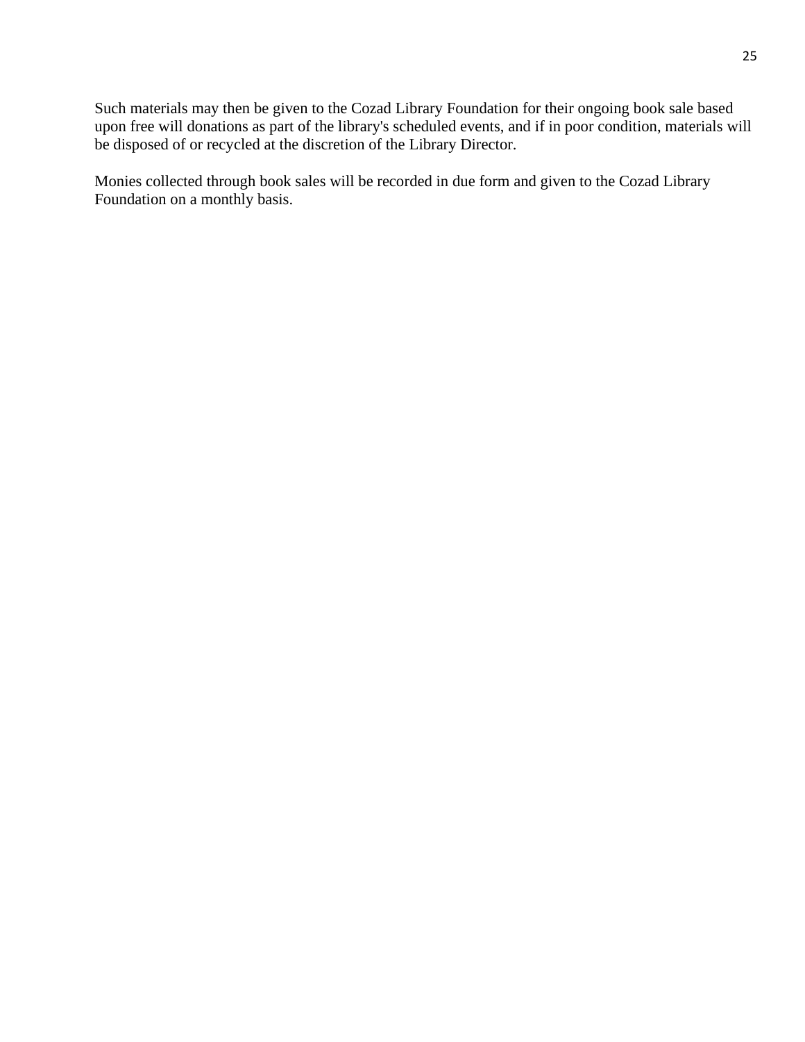Such materials may then be given to the Cozad Library Foundation for their ongoing book sale based upon free will donations as part of the library's scheduled events, and if in poor condition, materials will be disposed of or recycled at the discretion of the Library Director.

Monies collected through book sales will be recorded in due form and given to the Cozad Library Foundation on a monthly basis.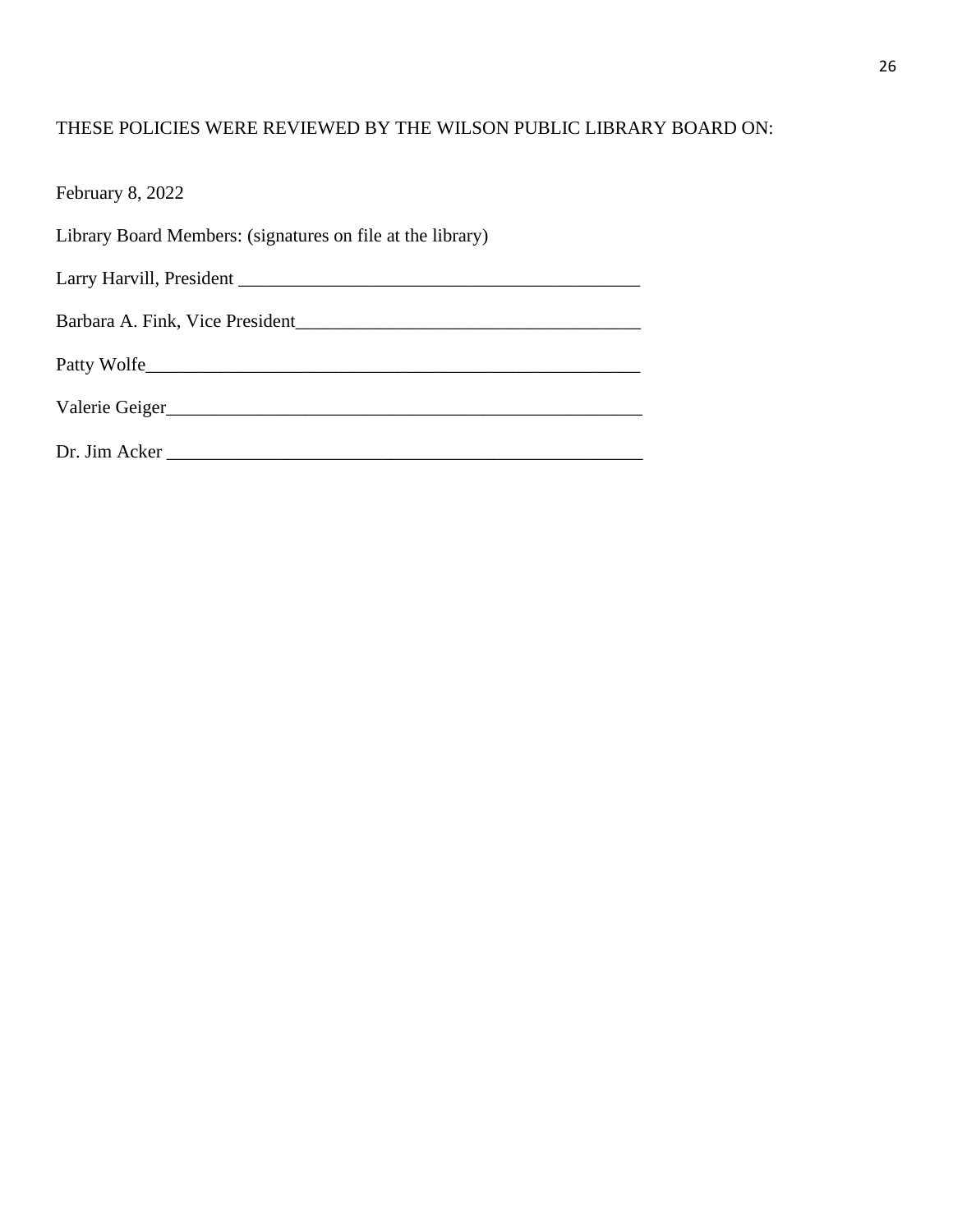THESE POLICIES WERE REVIEWED BY THE WILSON PUBLIC LIBRARY BOARD ON:

February 8, 2022

Library Board Members: (signatures on file at the library)

Larry Harvill, President ___________________________________________

Barbara A. Fink, Vice President_____________________________________

Patty Wolfe_____________________________________________________

Valerie Geiger___________________________________________________

Dr. Jim Acker ___________________________________________________